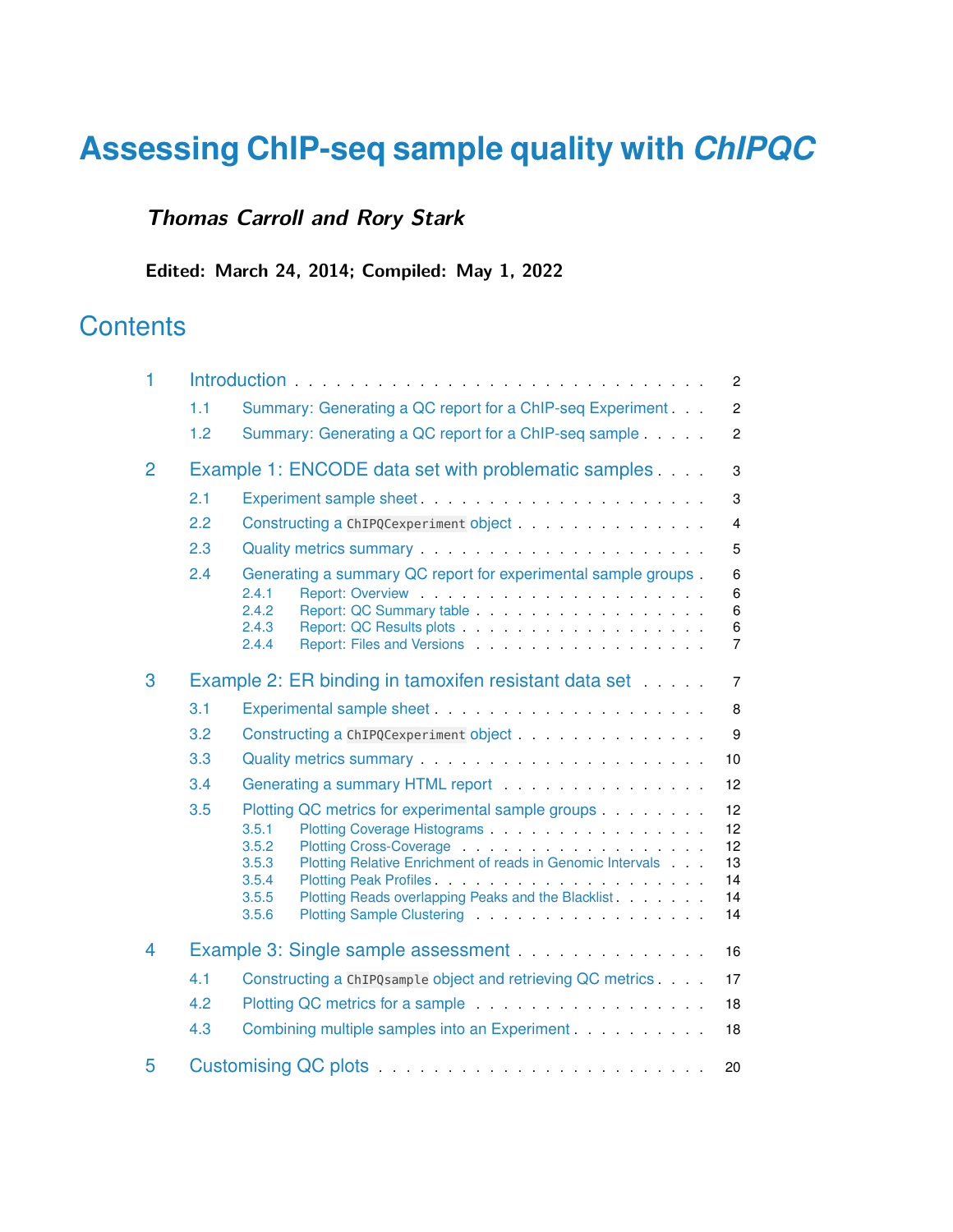# Assessing ChIP-seq sample quality with *ChIPQC*

***Thomas Carroll and Rory Stark***

**Edited: March 24, 2014; Compiled: May 1, 2022**

## Contents

- 1 Introduction . . . 2
  - 1.1 Summary: Generating a QC report for a ChIP-seq Experiment . . . 2
  - 1.2 Summary: Generating a QC report for a ChIP-seq sample . . . 2
- 2 Example 1: ENCODE data set with problematic samples . . . 3
  - 2.1 Experiment sample sheet . . . 3
  - 2.2 Constructing a `ChIPQCexperiment` object . . . 4
  - 2.3 Quality metrics summary . . . 5
  - 2.4 Generating a summary QC report for experimental sample groups . 6
    - 2.4.1 Report: Overview . . . 6
    - 2.4.2 Report: QC Summary table . . . 6
    - 2.4.3 Report: QC Results plots . . . 6
    - 2.4.4 Report: Files and Versions . . . 7
- 3 Example 2: ER binding in tamoxifen resistant data set . . . 7
  - 3.1 Experimental sample sheet . . . 8
  - 3.2 Constructing a `ChIPQCexperiment` object . . . 9
  - 3.3 Quality metrics summary . . . 10
  - 3.4 Generating a summary HTML report . . . 12
  - 3.5 Plotting QC metrics for experimental sample groups . . . 12
    - 3.5.1 Plotting Coverage Histograms . . . 12
    - 3.5.2 Plotting Cross-Coverage . . . 12
    - 3.5.3 Plotting Relative Enrichment of reads in Genomic Intervals . . . 13
    - 3.5.4 Plotting Peak Profiles . . . 14
    - 3.5.5 Plotting Reads overlapping Peaks and the Blacklist . . . 14
    - 3.5.6 Plotting Sample Clustering . . . 14
- 4 Example 3: Single sample assessment . . . 16
  - 4.1 Constructing a `ChIPQsample` object and retrieving QC metrics . . . 17
  - 4.2 Plotting QC metrics for a sample . . . 18
  - 4.3 Combining multiple samples into an Experiment . . . 18
- 5 Customising QC plots . . . 20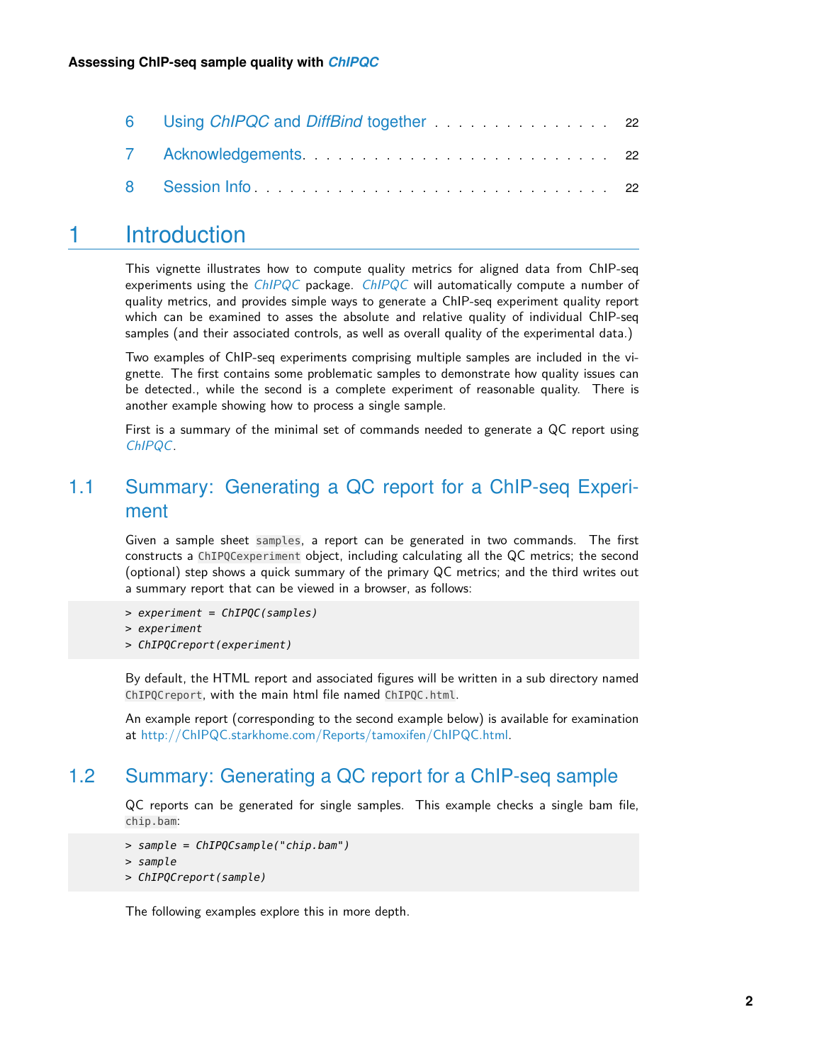| | | |
|---|---|---|
| 6 | Using *ChIPQC* and *DiffBind* together | 22 |
| 7 | Acknowledgements | 22 |
| 8 | Session Info | 22 |

# 1 Introduction

This vignette illustrates how to compute quality metrics for aligned data from ChIP-seq experiments using the *ChIPQC* package. *ChIPQC* will automatically compute a number of quality metrics, and provides simple ways to generate a ChIP-seq experiment quality report which can be examined to asses the absolute and relative quality of individual ChIP-seq samples (and their associated controls, as well as overall quality of the experimental data.)

Two examples of ChIP-seq experiments comprising multiple samples are included in the vignette. The first contains some problematic samples to demonstrate how quality issues can be detected., while the second is a complete experiment of reasonable quality. There is another example showing how to process a single sample.

First is a summary of the minimal set of commands needed to generate a QC report using *ChIPQC*.

## 1.1 Summary: Generating a QC report for a ChIP-seq Experiment

Given a sample sheet `samples`, a report can be generated in two commands. The first constructs a `ChIPQCexperiment` object, including calculating all the QC metrics; the second (optional) step shows a quick summary of the primary QC metrics; and the third writes out a summary report that can be viewed in a browser, as follows:

```
> experiment = ChIPQC(samples)
> experiment
> ChIPQCreport(experiment)
```

By default, the HTML report and associated figures will be written in a sub directory named `ChIPQCreport`, with the main html file named `ChIPQC.html`.

An example report (corresponding to the second example below) is available for examination at http://ChIPQC.starkhome.com/Reports/tamoxifen/ChIPQC.html.

## 1.2 Summary: Generating a QC report for a ChIP-seq sample

QC reports can be generated for single samples. This example checks a single bam file, `chip.bam`:

```
> sample = ChIPQCsample("chip.bam")
> sample
> ChIPQCreport(sample)
```

The following examples explore this in more depth.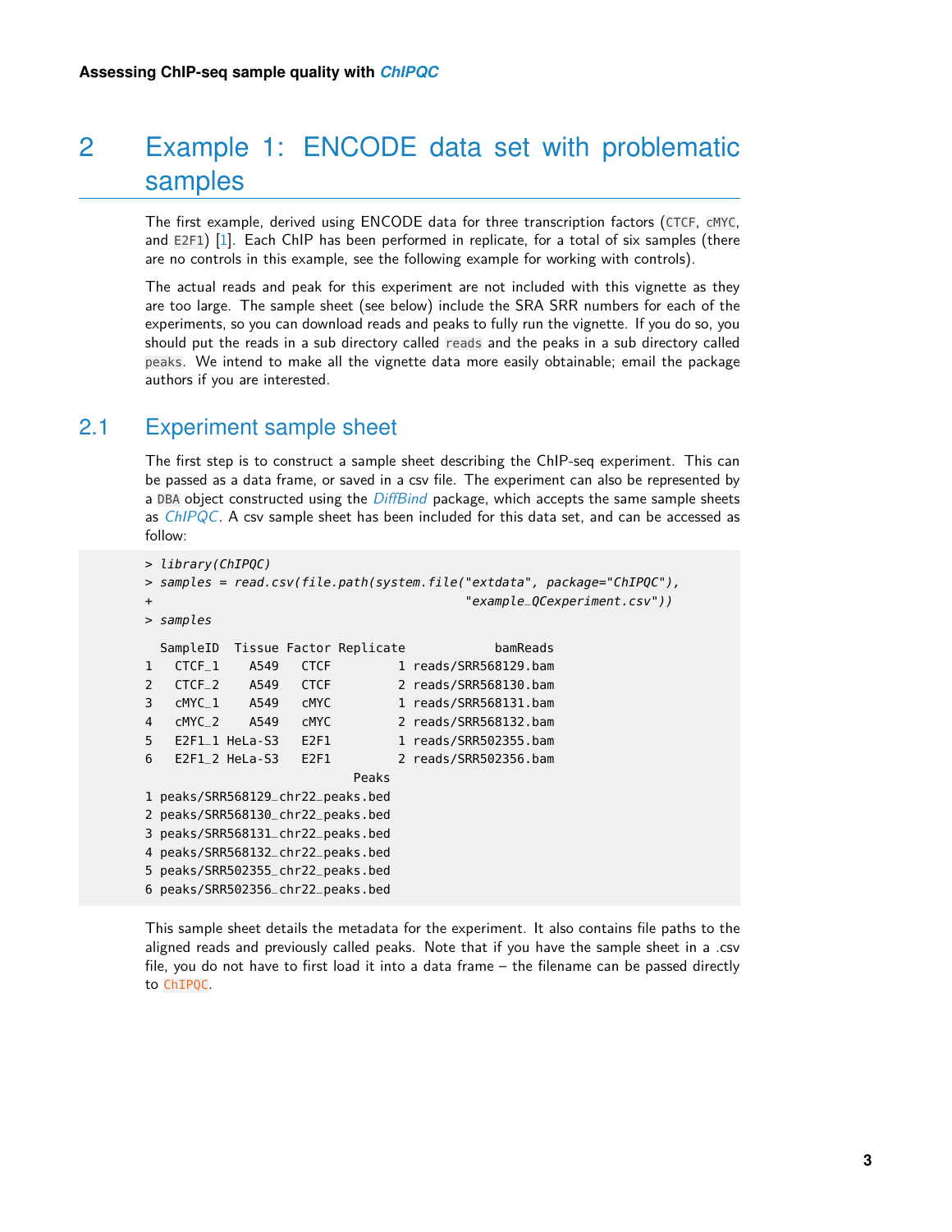# 2 Example 1: ENCODE data set with problematic samples

The first example, derived using ENCODE data for three transcription factors (`CTCF`, `cMYC`, and `E2F1`) [1]. Each ChIP has been performed in replicate, for a total of six samples (there are no controls in this example, see the following example for working with controls).

The actual reads and peak for this experiment are not included with this vignette as they are too large. The sample sheet (see below) include the SRA SRR numbers for each of the experiments, so you can download reads and peaks to fully run the vignette. If you do so, you should put the reads in a sub directory called `reads` and the peaks in a sub directory called `peaks`. We intend to make all the vignette data more easily obtainable; email the package authors if you are interested.

## 2.1 Experiment sample sheet

The first step is to construct a sample sheet describing the ChIP-seq experiment. This can be passed as a data frame, or saved in a csv file. The experiment can also be represented by a `DBA` object constructed using the *DiffBind* package, which accepts the same sample sheets as *ChIPQC*. A csv sample sheet has been included for this data set, and can be accessed as follow:

```
> library(ChIPQC)
> samples = read.csv(file.path(system.file("extdata", package="ChIPQC"),
+                              "example_QCexperiment.csv"))
> samples

  SampleID  Tissue Factor Replicate          bamReads
1   CTCF_1    A549   CTCF         1 reads/SRR568129.bam
2   CTCF_2    A549   CTCF         2 reads/SRR568130.bam
3   cMYC_1    A549   cMYC         1 reads/SRR568131.bam
4   cMYC_2    A549   cMYC         2 reads/SRR568132.bam
5   E2F1_1 HeLa-S3   E2F1         1 reads/SRR502355.bam
6   E2F1_2 HeLa-S3   E2F1         2 reads/SRR502356.bam
                             Peaks
1 peaks/SRR568129_chr22_peaks.bed
2 peaks/SRR568130_chr22_peaks.bed
3 peaks/SRR568131_chr22_peaks.bed
4 peaks/SRR568132_chr22_peaks.bed
5 peaks/SRR502355_chr22_peaks.bed
6 peaks/SRR502356_chr22_peaks.bed
```

This sample sheet details the metadata for the experiment. It also contains file paths to the aligned reads and previously called peaks. Note that if you have the sample sheet in a .csv file, you do not have to first load it into a data frame – the filename can be passed directly to `ChIPQC`.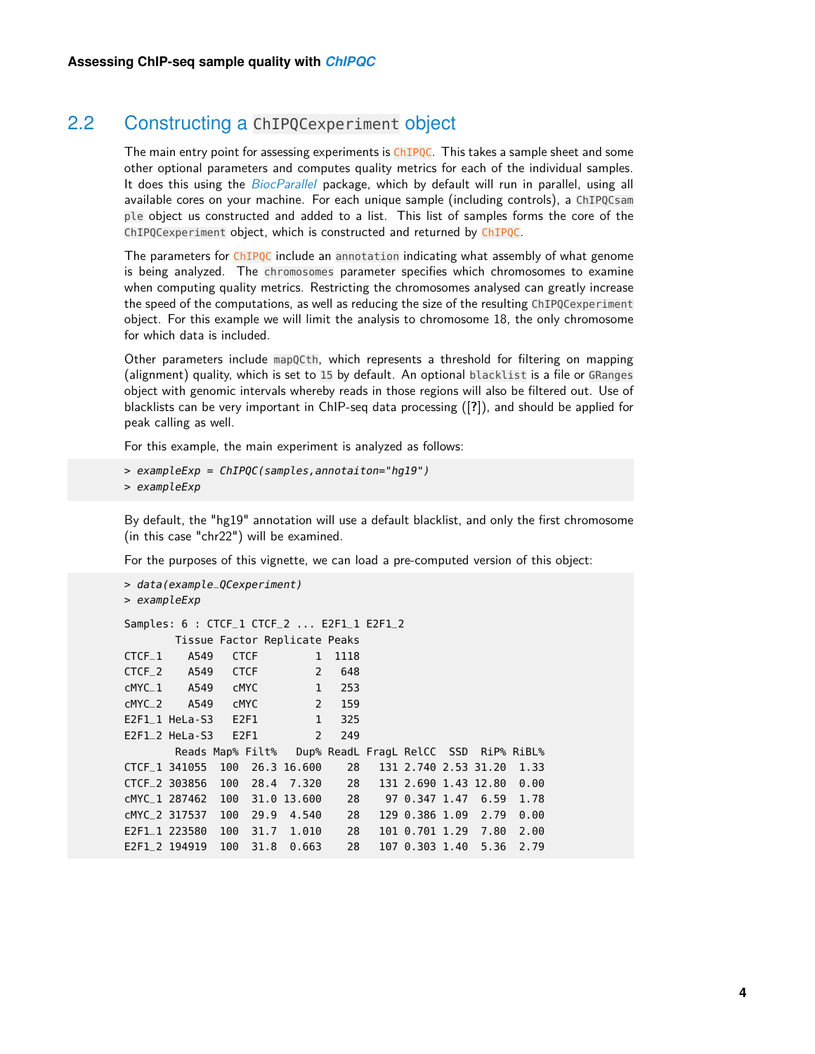## 2.2 Constructing a `ChIPQCexperiment` object

The main entry point for assessing experiments is `ChIPQC`. This takes a sample sheet and some other optional parameters and computes quality metrics for each of the individual samples. It does this using the *BiocParallel* package, which by default will run in parallel, using all available cores on your machine. For each unique sample (including controls), a `ChIPQCsample` object us constructed and added to a list. This list of samples forms the core of the `ChIPQCexperiment` object, which is constructed and returned by `ChIPQC`.

The parameters for `ChIPQC` include an `annotation` indicating what assembly of what genome is being analyzed. The `chromosomes` parameter specifies which chromosomes to examine when computing quality metrics. Restricting the chromosomes analysed can greatly increase the speed of the computations, as well as reducing the size of the resulting `ChIPQCexperiment` object. For this example we will limit the analysis to chromosome 18, the only chromosome for which data is included.

Other parameters include `mapQCth`, which represents a threshold for filtering on mapping (alignment) quality, which is set to `15` by default. An optional `blacklist` is a file or `GRanges` object with genomic intervals whereby reads in those regions will also be filtered out. Use of blacklists can be very important in ChIP-seq data processing ([?]), and should be applied for peak calling as well.

For this example, the main experiment is analyzed as follows:

```
> exampleExp = ChIPQC(samples,annotaiton="hg19")
> exampleExp
```

By default, the "hg19" annotation will use a default blacklist, and only the first chromosome (in this case "chr22") will be examined.

For the purposes of this vignette, we can load a pre-computed version of this object:

```
> data(example_QCexperiment)
> exampleExp

Samples: 6 : CTCF_1 CTCF_2 ... E2F1_1 E2F1_2
        Tissue Factor Replicate Peaks
CTCF_1    A549   CTCF         1  1118
CTCF_2    A549   CTCF         2   648
cMYC_1    A549   cMYC         1   253
cMYC_2    A549   cMYC         2   159
E2F1_1 HeLa-S3   E2F1         1   325
E2F1_2 HeLa-S3   E2F1         2   249
        Reads Map% Filt%   Dup% ReadL FragL RelCC  SSD  RiP% RiBL%
CTCF_1 341055  100  26.3 16.600    28   131 2.740 2.53 31.20  1.33
CTCF_2 303856  100  28.4  7.320    28   131 2.690 1.43 12.80  0.00
cMYC_1 287462  100  31.0 13.600    28    97 0.347 1.47  6.59  1.78
cMYC_2 317537  100  29.9  4.540    28   129 0.386 1.09  2.79  0.00
E2F1_1 223580  100  31.7  1.010    28   101 0.701 1.29  7.80  2.00
E2F1_2 194919  100  31.8  0.663    28   107 0.303 1.40  5.36  2.79
```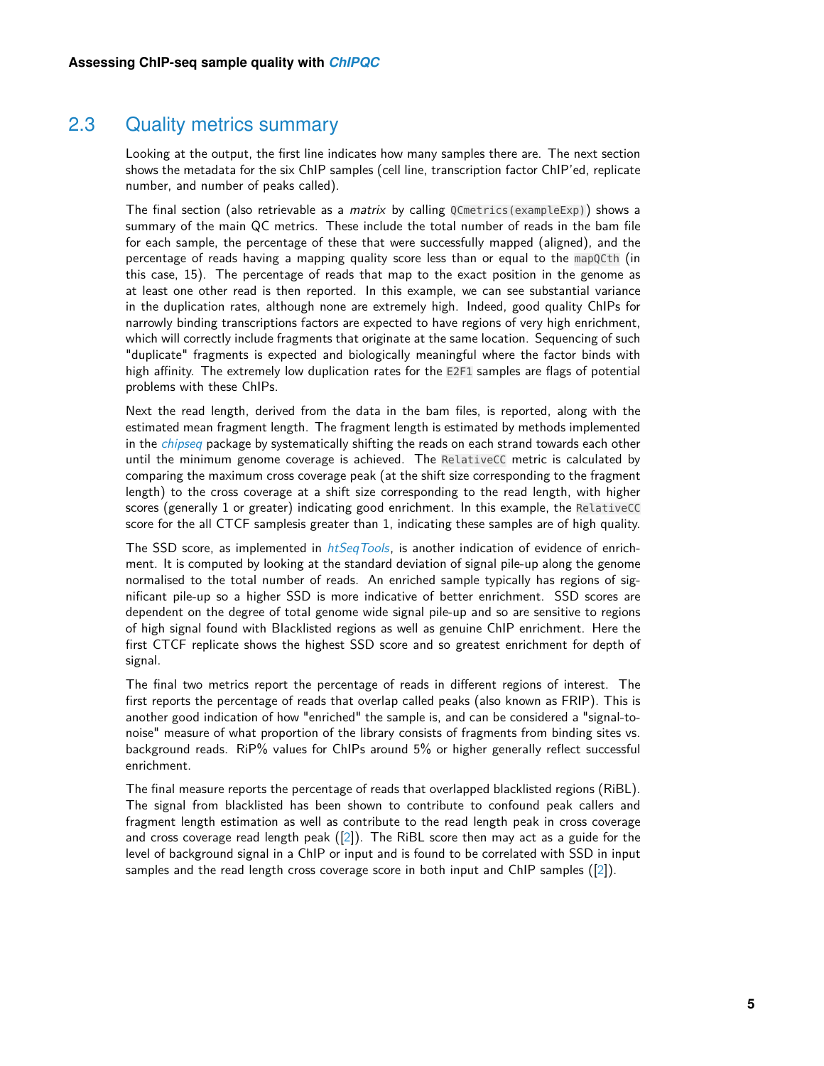## 2.3 Quality metrics summary

Looking at the output, the first line indicates how many samples there are. The next section shows the metadata for the six ChIP samples (cell line, transcription factor ChIP'ed, replicate number, and number of peaks called).

The final section (also retrievable as a *matrix* by calling `QCmetrics(exampleExp)`) shows a summary of the main QC metrics. These include the total number of reads in the bam file for each sample, the percentage of these that were successfully mapped (aligned), and the percentage of reads having a mapping quality score less than or equal to the `mapQCth` (in this case, 15). The percentage of reads that map to the exact position in the genome as at least one other read is then reported. In this example, we can see substantial variance in the duplication rates, although none are extremely high. Indeed, good quality ChIPs for narrowly binding transcriptions factors are expected to have regions of very high enrichment, which will correctly include fragments that originate at the same location. Sequencing of such "duplicate" fragments is expected and biologically meaningful where the factor binds with high affinity. The extremely low duplication rates for the `E2F1` samples are flags of potential problems with these ChIPs.

Next the read length, derived from the data in the bam files, is reported, along with the estimated mean fragment length. The fragment length is estimated by methods implemented in the *chipseq* package by systematically shifting the reads on each strand towards each other until the minimum genome coverage is achieved. The `RelativeCC` metric is calculated by comparing the maximum cross coverage peak (at the shift size corresponding to the fragment length) to the cross coverage at a shift size corresponding to the read length, with higher scores (generally 1 or greater) indicating good enrichment. In this example, the `RelativeCC` score for the all CTCF samplesis greater than 1, indicating these samples are of high quality.

The SSD score, as implemented in *htSeqTools*, is another indication of evidence of enrichment. It is computed by looking at the standard deviation of signal pile-up along the genome normalised to the total number of reads. An enriched sample typically has regions of significant pile-up so a higher SSD is more indicative of better enrichment. SSD scores are dependent on the degree of total genome wide signal pile-up and so are sensitive to regions of high signal found with Blacklisted regions as well as genuine ChIP enrichment. Here the first CTCF replicate shows the highest SSD score and so greatest enrichment for depth of signal.

The final two metrics report the percentage of reads in different regions of interest. The first reports the percentage of reads that overlap called peaks (also known as FRIP). This is another good indication of how "enriched" the sample is, and can be considered a "signal-to-noise" measure of what proportion of the library consists of fragments from binding sites vs. background reads. RiP% values for ChIPs around 5% or higher generally reflect successful enrichment.

The final measure reports the percentage of reads that overlapped blacklisted regions (RiBL). The signal from blacklisted has been shown to contribute to confound peak callers and fragment length estimation as well as contribute to the read length peak in cross coverage and cross coverage read length peak ([2]). The RiBL score then may act as a guide for the level of background signal in a ChIP or input and is found to be correlated with SSD in input samples and the read length cross coverage score in both input and ChIP samples ([2]).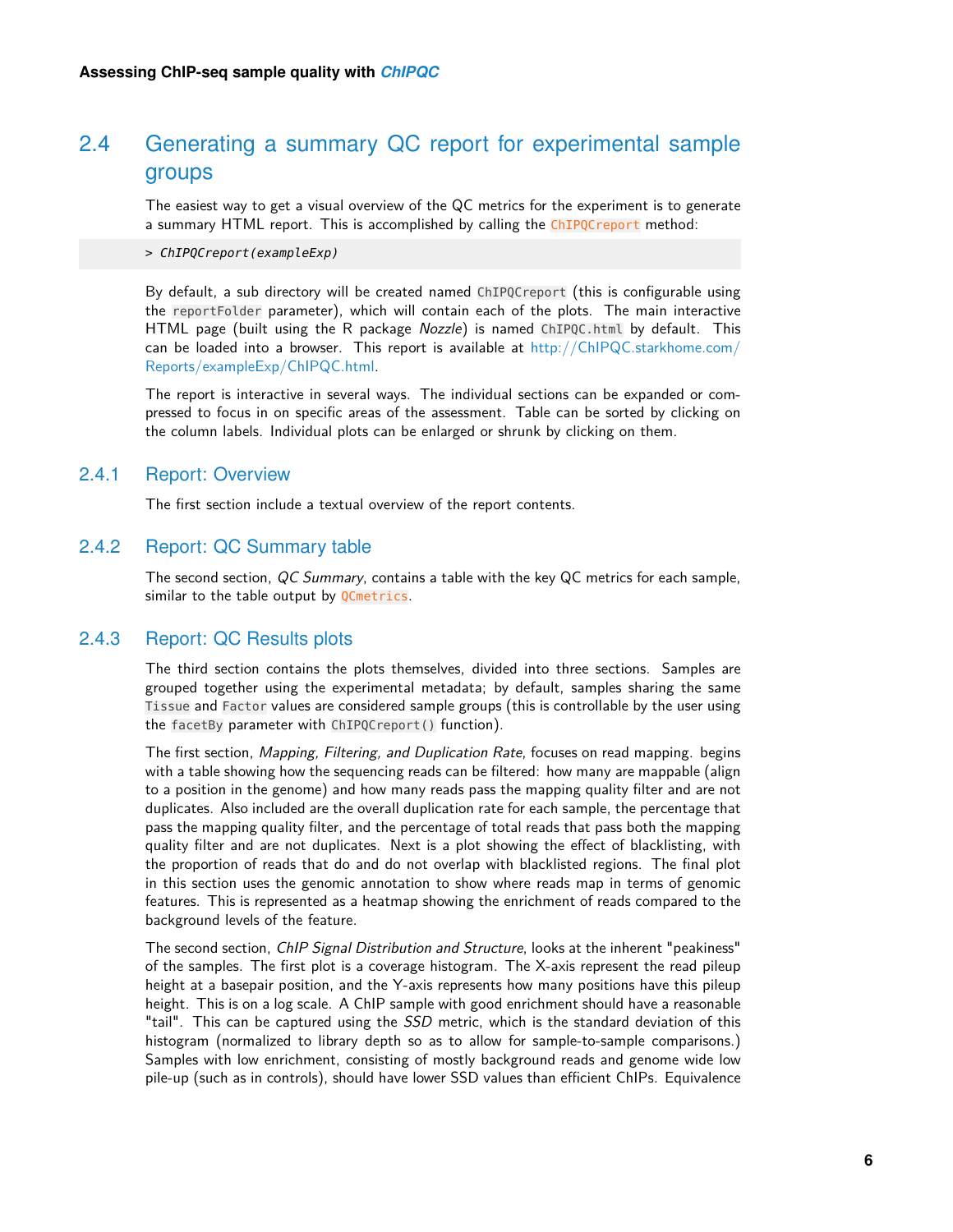## 2.4 Generating a summary QC report for experimental sample groups

The easiest way to get a visual overview of the QC metrics for the experiment is to generate a summary HTML report. This is accomplished by calling the `ChIPQCreport` method:

```
> ChIPQCreport(exampleExp)
```

By default, a sub directory will be created named `ChIPQCreport` (this is configurable using the `reportFolder` parameter), which will contain each of the plots. The main interactive HTML page (built using the R package *Nozzle*) is named `ChIPQC.html` by default. This can be loaded into a browser. This report is available at http://ChIPQC.starkhome.com/Reports/exampleExp/ChIPQC.html.

The report is interactive in several ways. The individual sections can be expanded or compressed to focus in on specific areas of the assessment. Table can be sorted by clicking on the column labels. Individual plots can be enlarged or shrunk by clicking on them.

### 2.4.1 Report: Overview

The first section include a textual overview of the report contents.

### 2.4.2 Report: QC Summary table

The second section, *QC Summary*, contains a table with the key QC metrics for each sample, similar to the table output by `QCmetrics`.

### 2.4.3 Report: QC Results plots

The third section contains the plots themselves, divided into three sections. Samples are grouped together using the experimental metadata; by default, samples sharing the same `Tissue` and `Factor` values are considered sample groups (this is controllable by the user using the `facetBy` parameter with `ChIPQCreport()` function).

The first section, *Mapping, Filtering, and Duplication Rate*, focuses on read mapping. begins with a table showing how the sequencing reads can be filtered: how many are mappable (align to a position in the genome) and how many reads pass the mapping quality filter and are not duplicates. Also included are the overall duplication rate for each sample, the percentage that pass the mapping quality filter, and the percentage of total reads that pass both the mapping quality filter and are not duplicates. Next is a plot showing the effect of blacklisting, with the proportion of reads that do and do not overlap with blacklisted regions. The final plot in this section uses the genomic annotation to show where reads map in terms of genomic features. This is represented as a heatmap showing the enrichment of reads compared to the background levels of the feature.

The second section, *ChIP Signal Distribution and Structure*, looks at the inherent "peakiness" of the samples. The first plot is a coverage histogram. The X-axis represent the read pileup height at a basepair position, and the Y-axis represents how many positions have this pileup height. This is on a log scale. A ChIP sample with good enrichment should have a reasonable "tail". This can be captured using the *SSD* metric, which is the standard deviation of this histogram (normalized to library depth so as to allow for sample-to-sample comparisons.) Samples with low enrichment, consisting of mostly background reads and genome wide low pile-up (such as in controls), should have lower SSD values than efficient ChIPs. Equivalence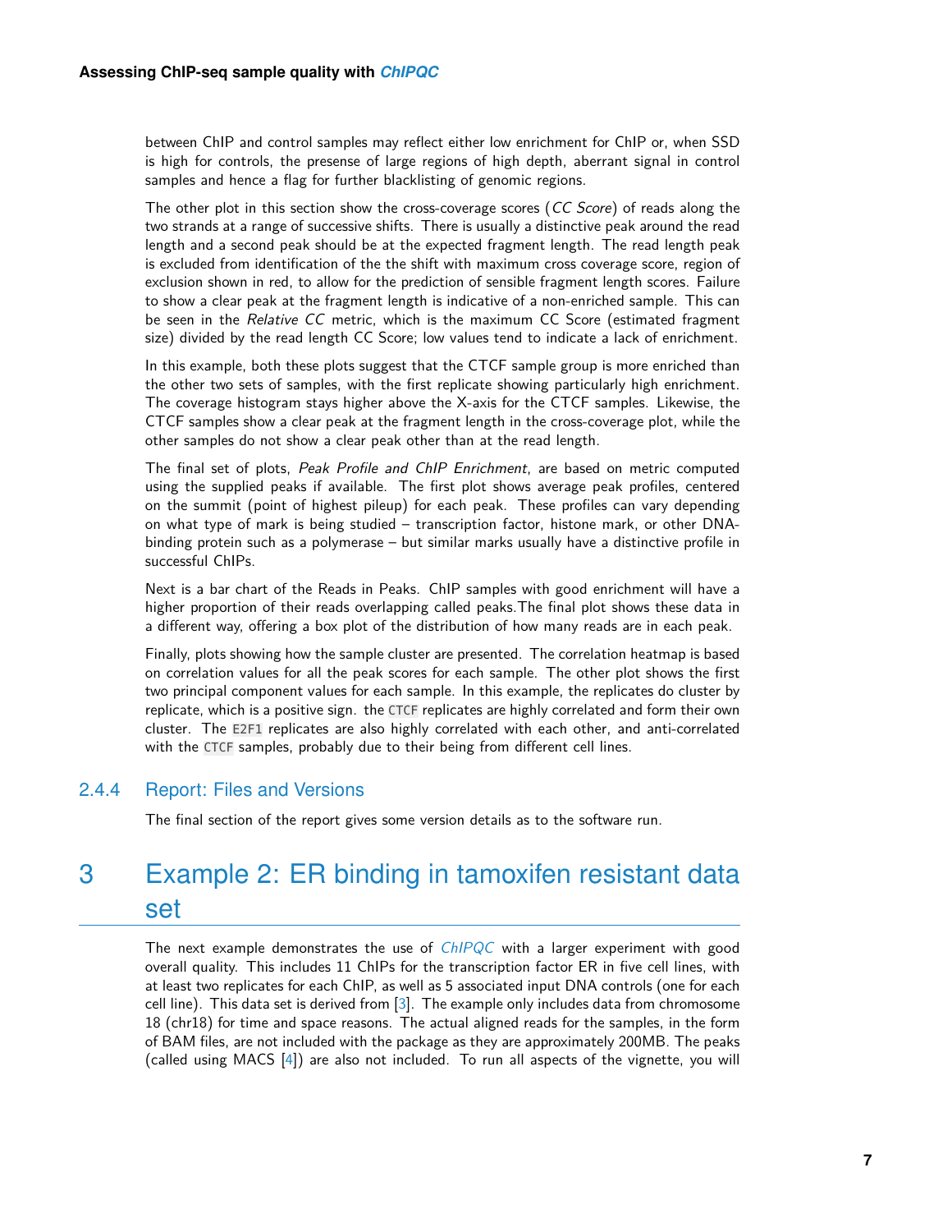between ChIP and control samples may reflect either low enrichment for ChIP or, when SSD is high for controls, the presense of large regions of high depth, aberrant signal in control samples and hence a flag for further blacklisting of genomic regions.

The other plot in this section show the cross-coverage scores (*CC Score*) of reads along the two strands at a range of successive shifts. There is usually a distinctive peak around the read length and a second peak should be at the expected fragment length. The read length peak is excluded from identification of the the shift with maximum cross coverage score, region of exclusion shown in red, to allow for the prediction of sensible fragment length scores. Failure to show a clear peak at the fragment length is indicative of a non-enriched sample. This can be seen in the *Relative CC* metric, which is the maximum CC Score (estimated fragment size) divided by the read length CC Score; low values tend to indicate a lack of enrichment.

In this example, both these plots suggest that the CTCF sample group is more enriched than the other two sets of samples, with the first replicate showing particularly high enrichment. The coverage histogram stays higher above the X-axis for the CTCF samples. Likewise, the CTCF samples show a clear peak at the fragment length in the cross-coverage plot, while the other samples do not show a clear peak other than at the read length.

The final set of plots, *Peak Profile and ChIP Enrichment*, are based on metric computed using the supplied peaks if available. The first plot shows average peak profiles, centered on the summit (point of highest pileup) for each peak. These profiles can vary depending on what type of mark is being studied – transcription factor, histone mark, or other DNA-binding protein such as a polymerase – but similar marks usually have a distinctive profile in successful ChIPs.

Next is a bar chart of the Reads in Peaks. ChIP samples with good enrichment will have a higher proportion of their reads overlapping called peaks.The final plot shows these data in a different way, offering a box plot of the distribution of how many reads are in each peak.

Finally, plots showing how the sample cluster are presented. The correlation heatmap is based on correlation values for all the peak scores for each sample. The other plot shows the first two principal component values for each sample. In this example, the replicates do cluster by replicate, which is a positive sign. the `CTCF` replicates are highly correlated and form their own cluster. The `E2F1` replicates are also highly correlated with each other, and anti-correlated with the `CTCF` samples, probably due to their being from different cell lines.

### 2.4.4 Report: Files and Versions

The final section of the report gives some version details as to the software run.

# 3 Example 2: ER binding in tamoxifen resistant data set

The next example demonstrates the use of *ChIPQC* with a larger experiment with good overall quality. This includes 11 ChIPs for the transcription factor ER in five cell lines, with at least two replicates for each ChIP, as well as 5 associated input DNA controls (one for each cell line). This data set is derived from [3]. The example only includes data from chromosome 18 (chr18) for time and space reasons. The actual aligned reads for the samples, in the form of BAM files, are not included with the package as they are approximately 200MB. The peaks (called using MACS [4]) are also not included. To run all aspects of the vignette, you will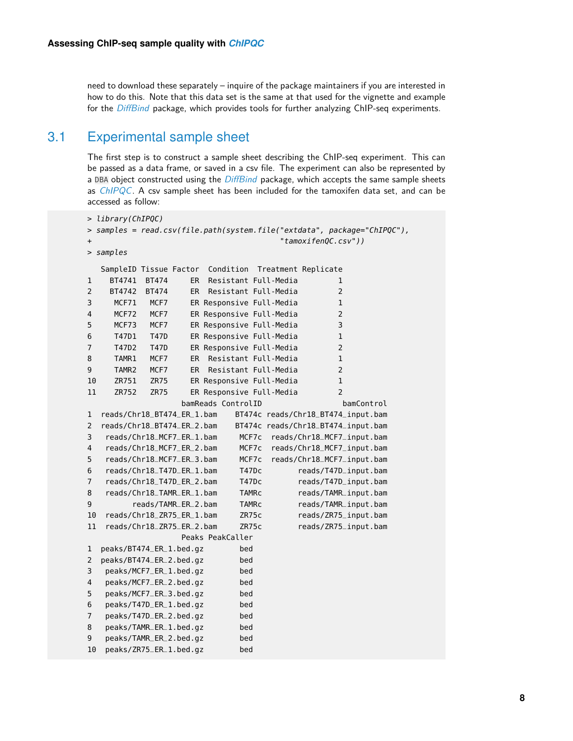need to download these separately – inquire of the package maintainers if you are interested in how to do this. Note that this data set is the same at that used for the vignette and example for the *DiffBind* package, which provides tools for further analyzing ChIP-seq experiments.

## 3.1 Experimental sample sheet

The first step is to construct a sample sheet describing the ChIP-seq experiment. This can be passed as a data frame, or saved in a csv file. The experiment can also be represented by a DBA object constructed using the *DiffBind* package, which accepts the same sample sheets as *ChIPQC*. A csv sample sheet has been included for the tamoxifen data set, and can be accessed as follow:

```
> library(ChIPQC)
> samples = read.csv(file.path(system.file("extdata", package="ChIPQC"),
+                              "tamoxifenQC.csv"))
> samples

   SampleID Tissue Factor  Condition  Treatment Replicate
1    BT4741  BT474     ER  Resistant Full-Media         1
2    BT4742  BT474     ER  Resistant Full-Media         2
3     MCF71   MCF7     ER Responsive Full-Media         1
4     MCF72   MCF7     ER Responsive Full-Media         2
5     MCF73   MCF7     ER Responsive Full-Media         3
6     T47D1   T47D     ER Responsive Full-Media         1
7     T47D2   T47D     ER Responsive Full-Media         2
8     TAMR1   MCF7     ER  Resistant Full-Media         1
9     TAMR2   MCF7     ER  Resistant Full-Media         2
10    ZR751   ZR75     ER Responsive Full-Media         1
11    ZR752   ZR75     ER Responsive Full-Media         2
                    bamReads ControlID                bamControl
1  reads/Chr18_BT474_ER_1.bam    BT474c reads/Chr18_BT474_input.bam
2  reads/Chr18_BT474_ER_2.bam    BT474c reads/Chr18_BT474_input.bam
3   reads/Chr18_MCF7_ER_1.bam     MCF7c  reads/Chr18_MCF7_input.bam
4   reads/Chr18_MCF7_ER_2.bam     MCF7c  reads/Chr18_MCF7_input.bam
5   reads/Chr18_MCF7_ER_3.bam     MCF7c  reads/Chr18_MCF7_input.bam
6   reads/Chr18_T47D_ER_1.bam     T47Dc        reads/T47D_input.bam
7   reads/Chr18_T47D_ER_2.bam     T47Dc        reads/T47D_input.bam
8   reads/Chr18_TAMR_ER_1.bam     TAMRc        reads/TAMR_input.bam
9         reads/TAMR_ER_2.bam     TAMRc        reads/TAMR_input.bam
10  reads/Chr18_ZR75_ER_1.bam     ZR75c        reads/ZR75_input.bam
11  reads/Chr18_ZR75_ER_2.bam     ZR75c        reads/ZR75_input.bam
                    Peaks PeakCaller
1  peaks/BT474_ER_1.bed.gz        bed
2  peaks/BT474_ER_2.bed.gz        bed
3   peaks/MCF7_ER_1.bed.gz        bed
4   peaks/MCF7_ER_2.bed.gz        bed
5   peaks/MCF7_ER_3.bed.gz        bed
6   peaks/T47D_ER_1.bed.gz        bed
7   peaks/T47D_ER_2.bed.gz        bed
8   peaks/TAMR_ER_1.bed.gz        bed
9   peaks/TAMR_ER_2.bed.gz        bed
10  peaks/ZR75_ER_1.bed.gz        bed
```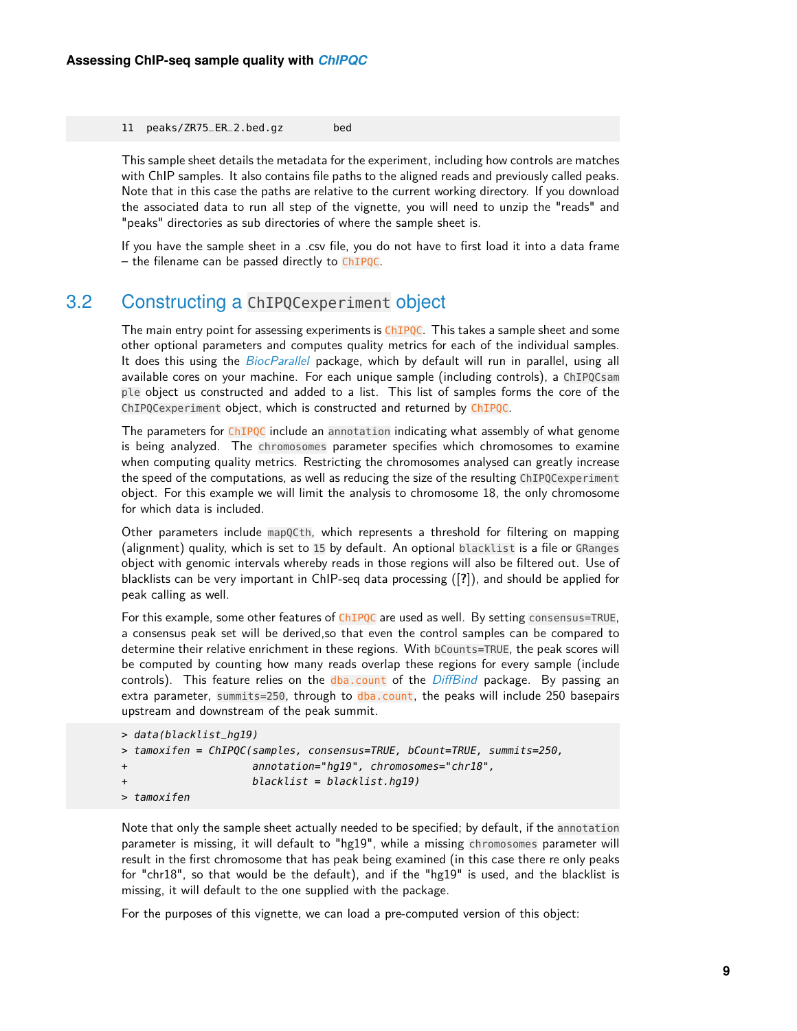```
11  peaks/ZR75_ER_2.bed.gz        bed
```

This sample sheet details the metadata for the experiment, including how controls are matches with ChIP samples. It also contains file paths to the aligned reads and previously called peaks. Note that in this case the paths are relative to the current working directory. If you download the associated data to run all step of the vignette, you will need to unzip the "reads" and "peaks" directories as sub directories of where the sample sheet is.

If you have the sample sheet in a .csv file, you do not have to first load it into a data frame – the filename can be passed directly to `ChIPQC`.

## 3.2 Constructing a `ChIPQCexperiment` object

The main entry point for assessing experiments is `ChIPQC`. This takes a sample sheet and some other optional parameters and computes quality metrics for each of the individual samples. It does this using the *BiocParallel* package, which by default will run in parallel, using all available cores on your machine. For each unique sample (including controls), a `ChIPQCsample` object us constructed and added to a list. This list of samples forms the core of the `ChIPQCexperiment` object, which is constructed and returned by `ChIPQC`.

The parameters for `ChIPQC` include an `annotation` indicating what assembly of what genome is being analyzed. The `chromosomes` parameter specifies which chromosomes to examine when computing quality metrics. Restricting the chromosomes analysed can greatly increase the speed of the computations, as well as reducing the size of the resulting `ChIPQCexperiment` object. For this example we will limit the analysis to chromosome 18, the only chromosome for which data is included.

Other parameters include `mapQCth`, which represents a threshold for filtering on mapping (alignment) quality, which is set to `15` by default. An optional `blacklist` is a file or `GRanges` object with genomic intervals whereby reads in those regions will also be filtered out. Use of blacklists can be very important in ChIP-seq data processing ([**?**]), and should be applied for peak calling as well.

For this example, some other features of `ChIPQC` are used as well. By setting `consensus=TRUE`, a consensus peak set will be derived,so that even the control samples can be compared to determine their relative enrichment in these regions. With `bCounts=TRUE`, the peak scores will be computed by counting how many reads overlap these regions for every sample (include controls). This feature relies on the `dba.count` of the *DiffBind* package. By passing an extra parameter, `summits=250`, through to `dba.count`, the peaks will include 250 basepairs upstream and downstream of the peak summit.

```
> data(blacklist_hg19)
> tamoxifen = ChIPQC(samples, consensus=TRUE, bCount=TRUE, summits=250,
+                    annotation="hg19", chromosomes="chr18",
+                    blacklist = blacklist.hg19)
> tamoxifen
```

Note that only the sample sheet actually needed to be specified; by default, if the `annotation` parameter is missing, it will default to "hg19", while a missing `chromosomes` parameter will result in the first chromosome that has peak being examined (in this case there re only peaks for "chr18", so that would be the default), and if the "hg19" is used, and the blacklist is missing, it will default to the one supplied with the package.

For the purposes of this vignette, we can load a pre-computed version of this object: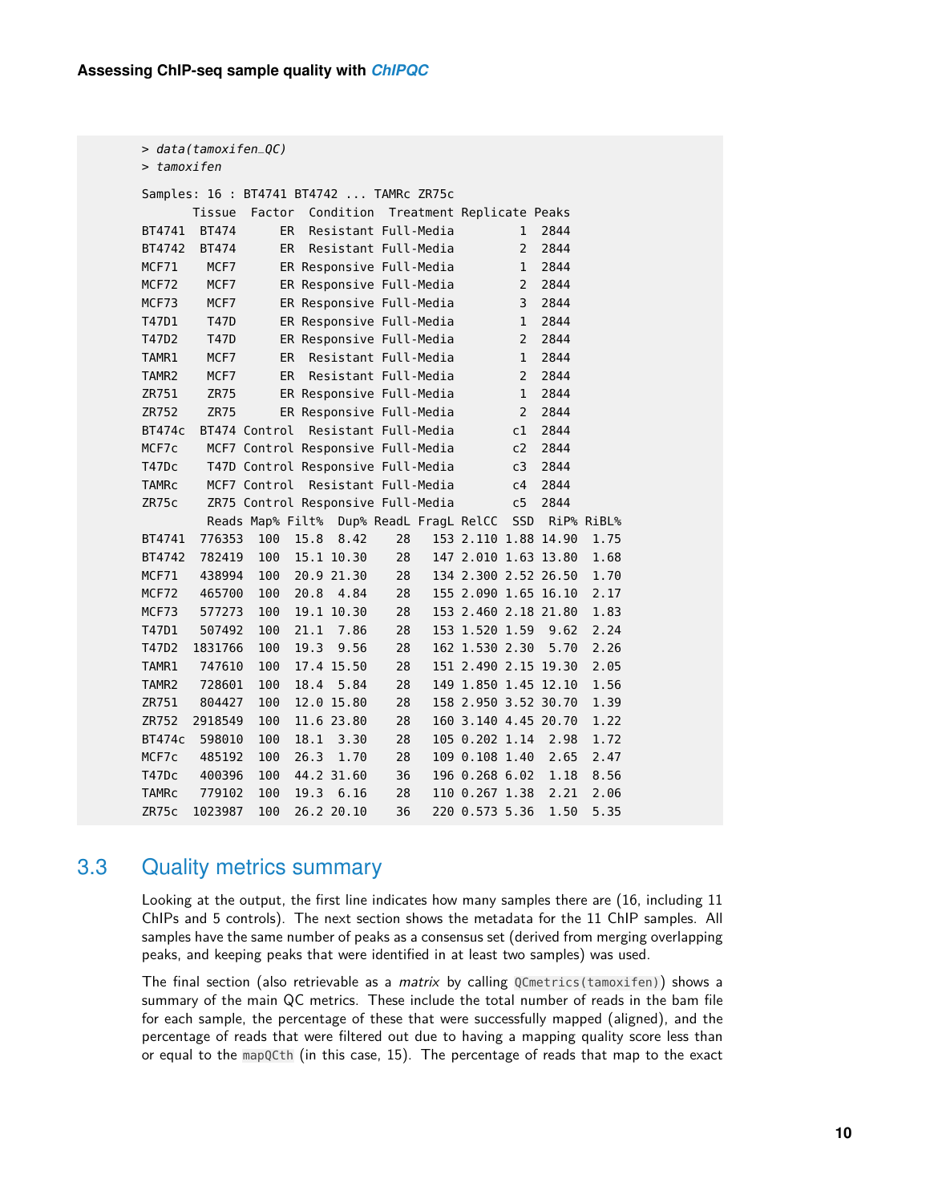```
> data(tamoxifen_QC)
> tamoxifen

Samples: 16 : BT4741 BT4742 ... TAMRc ZR75c
       Tissue  Factor  Condition  Treatment Replicate Peaks
BT4741  BT474      ER  Resistant Full-Media         1  2844
BT4742  BT474      ER  Resistant Full-Media         2  2844
MCF71    MCF7      ER Responsive Full-Media         1  2844
MCF72    MCF7      ER Responsive Full-Media         2  2844
MCF73    MCF7      ER Responsive Full-Media         3  2844
T47D1    T47D      ER Responsive Full-Media         1  2844
T47D2    T47D      ER Responsive Full-Media         2  2844
TAMR1    MCF7      ER  Resistant Full-Media         1  2844
TAMR2    MCF7      ER  Resistant Full-Media         2  2844
ZR751    ZR75      ER Responsive Full-Media         1  2844
ZR752    ZR75      ER Responsive Full-Media         2  2844
BT474c  BT474 Control  Resistant Full-Media        c1  2844
MCF7c    MCF7 Control Responsive Full-Media        c2  2844
T47Dc    T47D Control Responsive Full-Media        c3  2844
TAMRc    MCF7 Control  Resistant Full-Media        c4  2844
ZR75c    ZR75 Control Responsive Full-Media        c5  2844
          Reads Map% Filt%  Dup% ReadL FragL RelCC  SSD  RiP% RiBL%
BT4741   776353  100  15.8  8.42    28   153 2.110 1.88 14.90  1.75
BT4742   782419  100  15.1 10.30    28   147 2.010 1.63 13.80  1.68
MCF71    438994  100  20.9 21.30    28   134 2.300 2.52 26.50  1.70
MCF72    465700  100  20.8  4.84    28   155 2.090 1.65 16.10  2.17
MCF73    577273  100  19.1 10.30    28   153 2.460 2.18 21.80  1.83
T47D1    507492  100  21.1  7.86    28   153 1.520 1.59  9.62  2.24
T47D2   1831766  100  19.3  9.56    28   162 1.530 2.30  5.70  2.26
TAMR1    747610  100  17.4 15.50    28   151 2.490 2.15 19.30  2.05
TAMR2    728601  100  18.4  5.84    28   149 1.850 1.45 12.10  1.56
ZR751    804427  100  12.0 15.80    28   158 2.950 3.52 30.70  1.39
ZR752   2918549  100  11.6 23.80    28   160 3.140 4.45 20.70  1.22
BT474c   598010  100  18.1  3.30    28   105 0.202 1.14  2.98  1.72
MCF7c    485192  100  26.3  1.70    28   109 0.108 1.40  2.65  2.47
T47Dc    400396  100  44.2 31.60    36   196 0.268 6.02  1.18  8.56
TAMRc    779102  100  19.3  6.16    28   110 0.267 1.38  2.21  2.06
ZR75c   1023987  100  26.2 20.10    36   220 0.573 5.36  1.50  5.35
```

## 3.3 Quality metrics summary

Looking at the output, the first line indicates how many samples there are (16, including 11 ChIPs and 5 controls). The next section shows the metadata for the 11 ChIP samples. All samples have the same number of peaks as a consensus set (derived from merging overlapping peaks, and keeping peaks that were identified in at least two samples) was used.

The final section (also retrievable as a *matrix* by calling `QCmetrics(tamoxifen)`) shows a summary of the main QC metrics. These include the total number of reads in the bam file for each sample, the percentage of these that were successfully mapped (aligned), and the percentage of reads that were filtered out due to having a mapping quality score less than or equal to the `mapQCth` (in this case, 15). The percentage of reads that map to the exact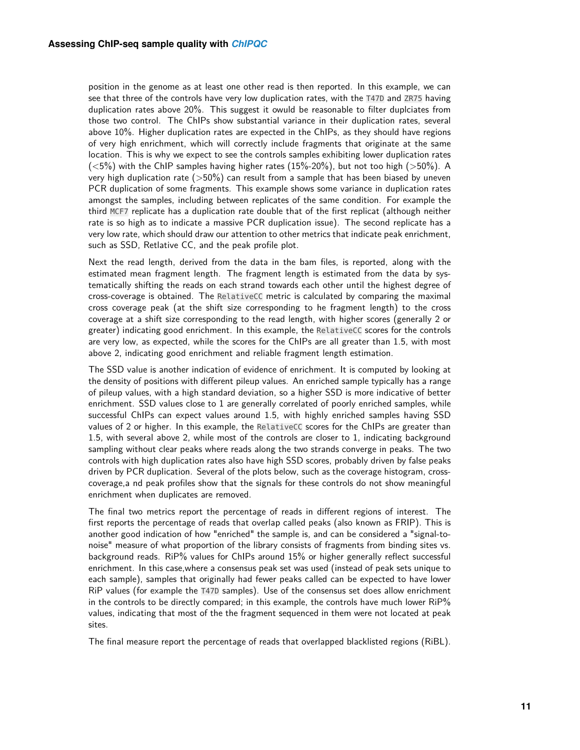position in the genome as at least one other read is then reported. In this example, we can see that three of the controls have very low duplication rates, with the `T47D` and `ZR75` having duplication rates above 20%. This suggest it owuld be reasonable to filter duplciates from those two control. The ChIPs show substantial variance in their duplication rates, several above 10%. Higher duplication rates are expected in the ChIPs, as they should have regions of very high enrichment, which will correctly include fragments that originate at the same location. This is why we expect to see the controls samples exhibiting lower duplication rates (<5%) with the ChIP samples having higher rates (15%-20%), but not too high (>50%). A very high duplication rate (>50%) can result from a sample that has been biased by uneven PCR duplication of some fragments. This example shows some variance in duplication rates amongst the samples, including between replicates of the same condition. For example the third `MCF7` replicate has a duplication rate double that of the first replicat (although neither rate is so high as to indicate a massive PCR duplication issue). The second replicate has a very low rate, which should draw our attention to other metrics that indicate peak enrichment, such as SSD, Retlative CC, and the peak profile plot.

Next the read length, derived from the data in the bam files, is reported, along with the estimated mean fragment length. The fragment length is estimated from the data by systematically shifting the reads on each strand towards each other until the highest degree of cross-coverage is obtained. The `RelativeCC` metric is calculated by comparing the maximal cross coverage peak (at the shift size corresponding to he fragment length) to the cross coverage at a shift size corresponding to the read length, with higher scores (generally 2 or greater) indicating good enrichment. In this example, the `RelativeCC` scores for the controls are very low, as expected, while the scores for the ChIPs are all greater than 1.5, with most above 2, indicating good enrichment and reliable fragment length estimation.

The SSD value is another indication of evidence of enrichment. It is computed by looking at the density of positions with different pileup values. An enriched sample typically has a range of pileup values, with a high standard deviation, so a higher SSD is more indicative of better enrichment. SSD values close to 1 are generally correlated of poorly enriched samples, while successful ChIPs can expect values around 1.5, with highly enriched samples having SSD values of 2 or higher. In this example, the `RelativeCC` scores for the ChIPs are greater than 1.5, with several above 2, while most of the controls are closer to 1, indicating background sampling without clear peaks where reads along the two strands converge in peaks. The two controls with high duplication rates also have high SSD scores, probably driven by false peaks driven by PCR duplication. Several of the plots below, such as the coverage histogram, cross-coverage,a nd peak profiles show that the signals for these controls do not show meaningful enrichment when duplicates are removed.

The final two metrics report the percentage of reads in different regions of interest. The first reports the percentage of reads that overlap called peaks (also known as FRIP). This is another good indication of how "enriched" the sample is, and can be considered a "signal-to-noise" measure of what proportion of the library consists of fragments from binding sites vs. background reads. RiP% values for ChIPs around 15% or higher generally reflect successful enrichment. In this case,where a consensus peak set was used (instead of peak sets unique to each sample), samples that originally had fewer peaks called can be expected to have lower RiP values (for example the `T47D` samples). Use of the consensus set does allow enrichment in the controls to be directly compared; in this example, the controls have much lower RiP% values, indicating that most of the the fragment sequenced in them were not located at peak sites.

The final measure report the percentage of reads that overlapped blacklisted regions (RiBL).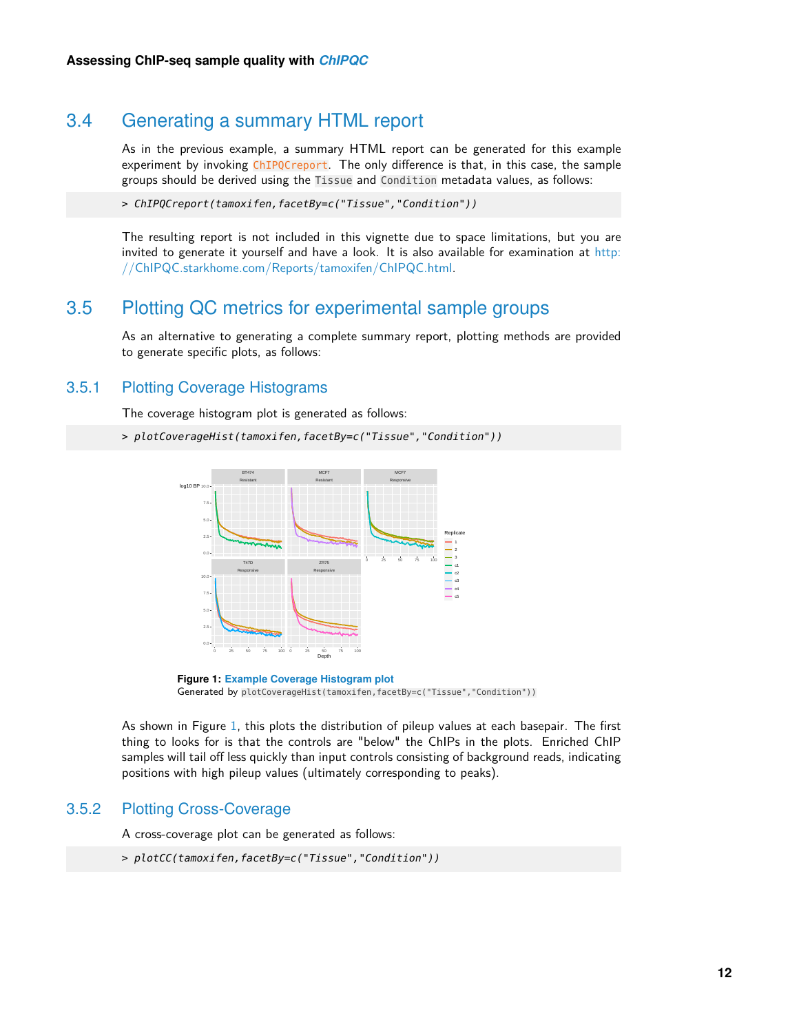## 3.4 Generating a summary HTML report

As in the previous example, a summary HTML report can be generated for this example experiment by invoking `ChIPQCreport`. The only difference is that, in this case, the sample groups should be derived using the `Tissue` and `Condition` metadata values, as follows:

```
> ChIPQCreport(tamoxifen,facetBy=c("Tissue","Condition"))
```

The resulting report is not included in this vignette due to space limitations, but you are invited to generate it yourself and have a look. It is also available for examination at http://ChIPQC.starkhome.com/Reports/tamoxifen/ChIPQC.html.

## 3.5 Plotting QC metrics for experimental sample groups

As an alternative to generating a complete summary report, plotting methods are provided to generate specific plots, as follows:

### 3.5.1 Plotting Coverage Histograms

The coverage histogram plot is generated as follows:

```
> plotCoverageHist(tamoxifen,facetBy=c("Tissue","Condition"))
```

**Figure 1: Example Coverage Histogram plot**
Generated by `plotCoverageHist(tamoxifen,facetBy=c("Tissue","Condition"))`

As shown in Figure 1, this plots the distribution of pileup values at each basepair. The first thing to looks for is that the controls are "below" the ChIPs in the plots. Enriched ChIP samples will tail off less quickly than input controls consisting of background reads, indicating positions with high pileup values (ultimately corresponding to peaks).

### 3.5.2 Plotting Cross-Coverage

A cross-coverage plot can be generated as follows:

```
> plotCC(tamoxifen,facetBy=c("Tissue","Condition"))
```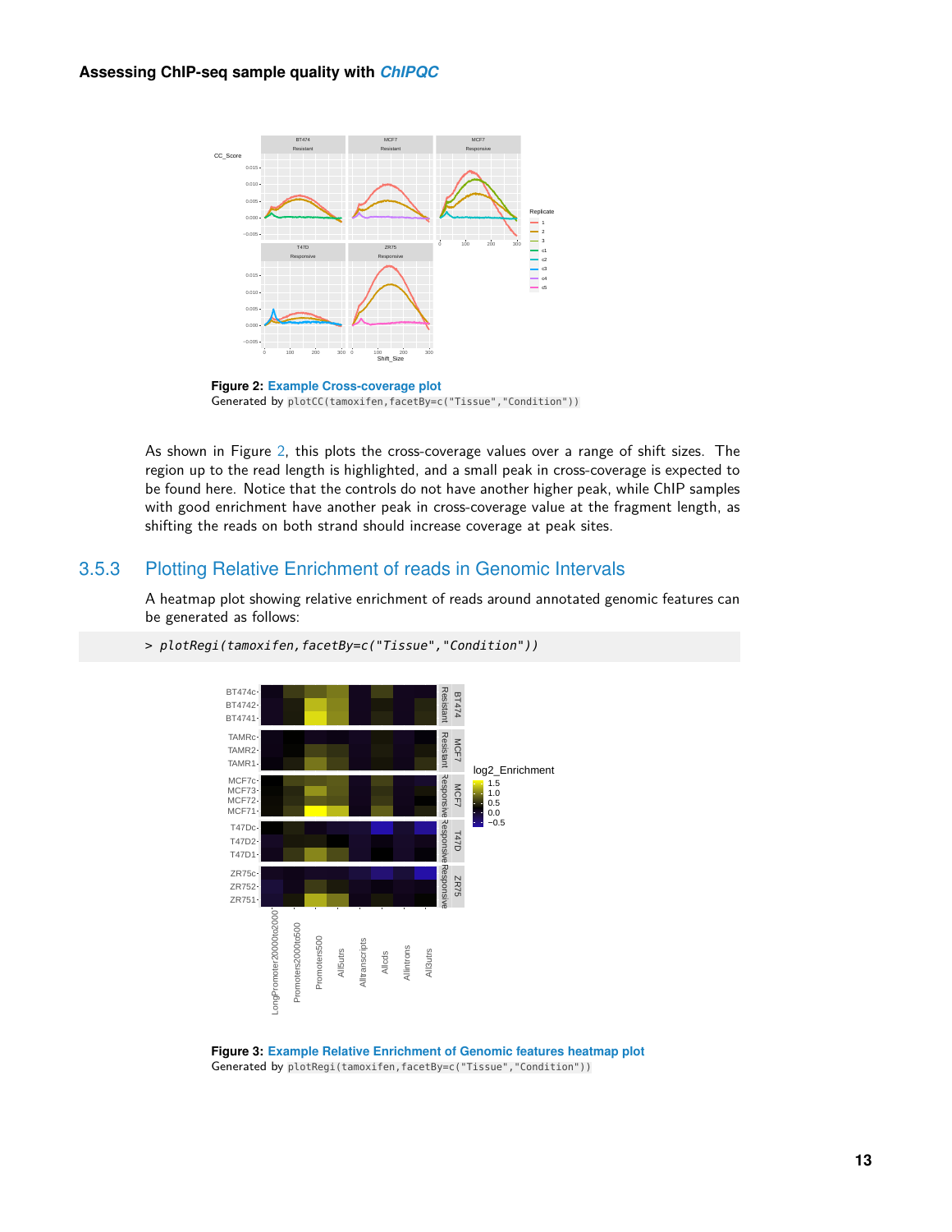**Figure 2: Example Cross-coverage plot**
Generated by `plotCC(tamoxifen,facetBy=c("Tissue","Condition"))`

As shown in Figure 2, this plots the cross-coverage values over a range of shift sizes. The region up to the read length is highlighted, and a small peak in cross-coverage is expected to be found here. Notice that the controls do not have another higher peak, while ChIP samples with good enrichment have another peak in cross-coverage value at the fragment length, as shifting the reads on both strand should increase coverage at peak sites.

### 3.5.3 Plotting Relative Enrichment of reads in Genomic Intervals

A heatmap plot showing relative enrichment of reads around annotated genomic features can be generated as follows:

```
> plotRegi(tamoxifen,facetBy=c("Tissue","Condition"))
```

**Figure 3: Example Relative Enrichment of Genomic features heatmap plot**
Generated by `plotRegi(tamoxifen,facetBy=c("Tissue","Condition"))`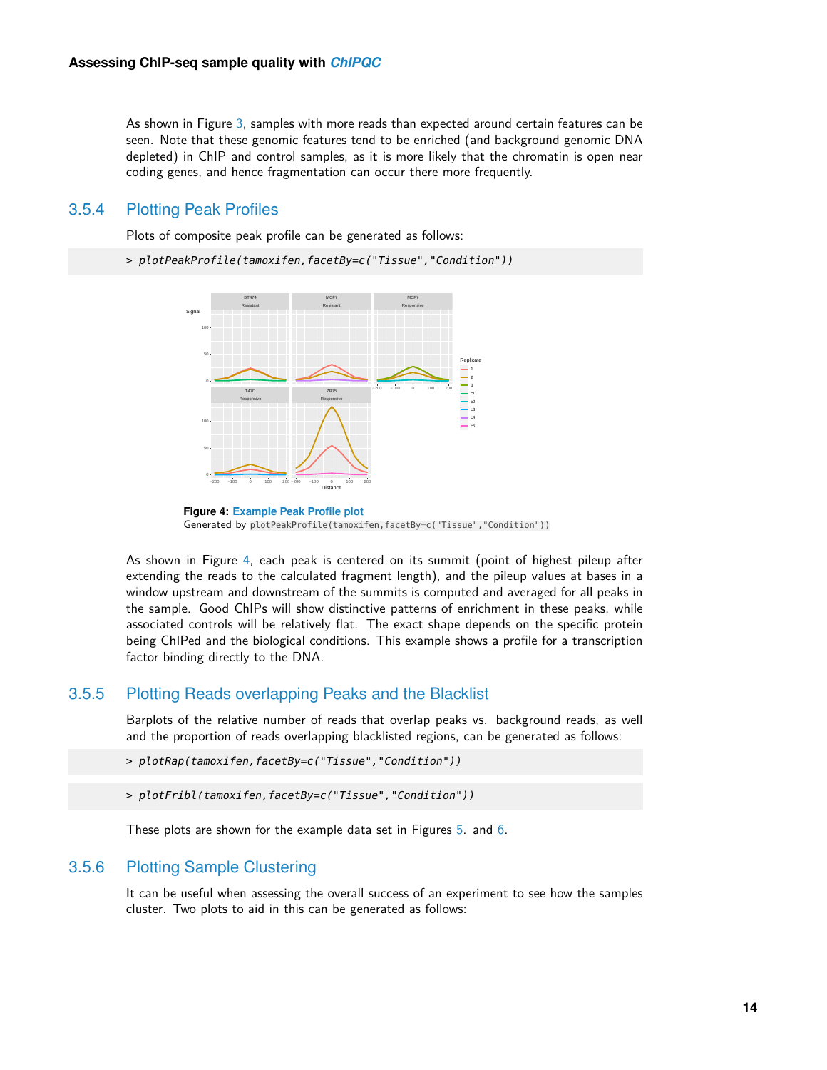As shown in Figure 3, samples with more reads than expected around certain features can be seen. Note that these genomic features tend to be enriched (and background genomic DNA depleted) in ChIP and control samples, as it is more likely that the chromatin is open near coding genes, and hence fragmentation can occur there more frequently.

### 3.5.4 Plotting Peak Profiles

Plots of composite peak profile can be generated as follows:

```
> plotPeakProfile(tamoxifen,facetBy=c("Tissue","Condition"))
```

**Figure 4: Example Peak Profile plot**
Generated by `plotPeakProfile(tamoxifen,facetBy=c("Tissue","Condition"))`

As shown in Figure 4, each peak is centered on its summit (point of highest pileup after extending the reads to the calculated fragment length), and the pileup values at bases in a window upstream and downstream of the summits is computed and averaged for all peaks in the sample. Good ChIPs will show distinctive patterns of enrichment in these peaks, while associated controls will be relatively flat. The exact shape depends on the specific protein being ChIPed and the biological conditions. This example shows a profile for a transcription factor binding directly to the DNA.

### 3.5.5 Plotting Reads overlapping Peaks and the Blacklist

Barplots of the relative number of reads that overlap peaks vs. background reads, as well and the proportion of reads overlapping blacklisted regions, can be generated as follows:

```
> plotRap(tamoxifen,facetBy=c("Tissue","Condition"))
```

```
> plotFribl(tamoxifen,facetBy=c("Tissue","Condition"))
```

These plots are shown for the example data set in Figures 5. and 6.

### 3.5.6 Plotting Sample Clustering

It can be useful when assessing the overall success of an experiment to see how the samples cluster. Two plots to aid in this can be generated as follows: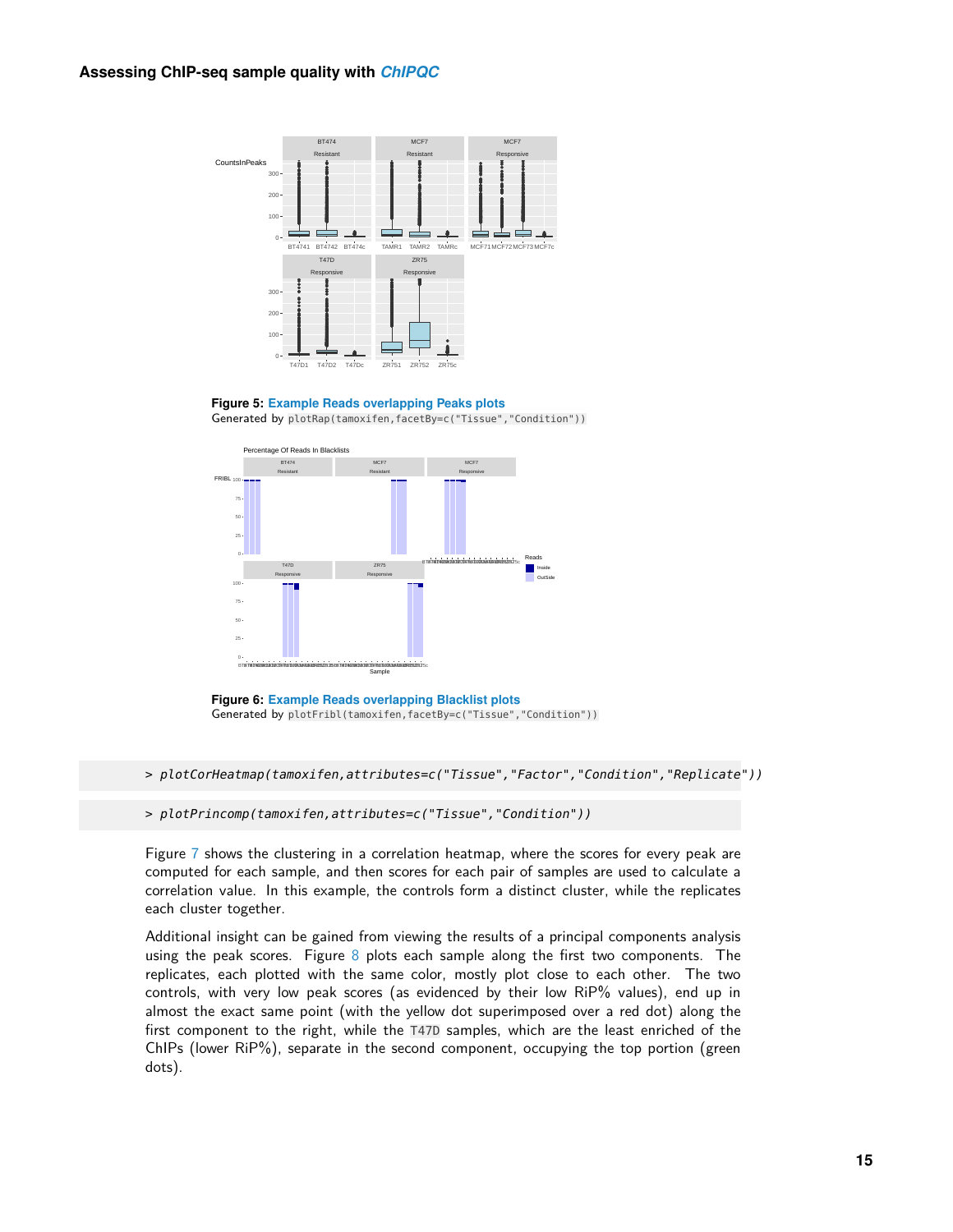Figure 5: Example Reads overlapping Peaks plots
Generated by `plotRap(tamoxifen,facetBy=c("Tissue","Condition"))`

Figure 6: Example Reads overlapping Blacklist plots
Generated by `plotFribl(tamoxifen,facetBy=c("Tissue","Condition"))`

```
> plotCorHeatmap(tamoxifen,attributes=c("Tissue","Factor","Condition","Replicate"))
```

```
> plotPrincomp(tamoxifen,attributes=c("Tissue","Condition"))
```

Figure 7 shows the clustering in a correlation heatmap, where the scores for every peak are computed for each sample, and then scores for each pair of samples are used to calculate a correlation value. In this example, the controls form a distinct cluster, while the replicates each cluster together.

Additional insight can be gained from viewing the results of a principal components analysis using the peak scores. Figure 8 plots each sample along the first two components. The replicates, each plotted with the same color, mostly plot close to each other. The two controls, with very low peak scores (as evidenced by their low RiP% values), end up in almost the exact same point (with the yellow dot superimposed over a red dot) along the first component to the right, while the `T47D` samples, which are the least enriched of the ChIPs (lower RiP%), separate in the second component, occupying the top portion (green dots).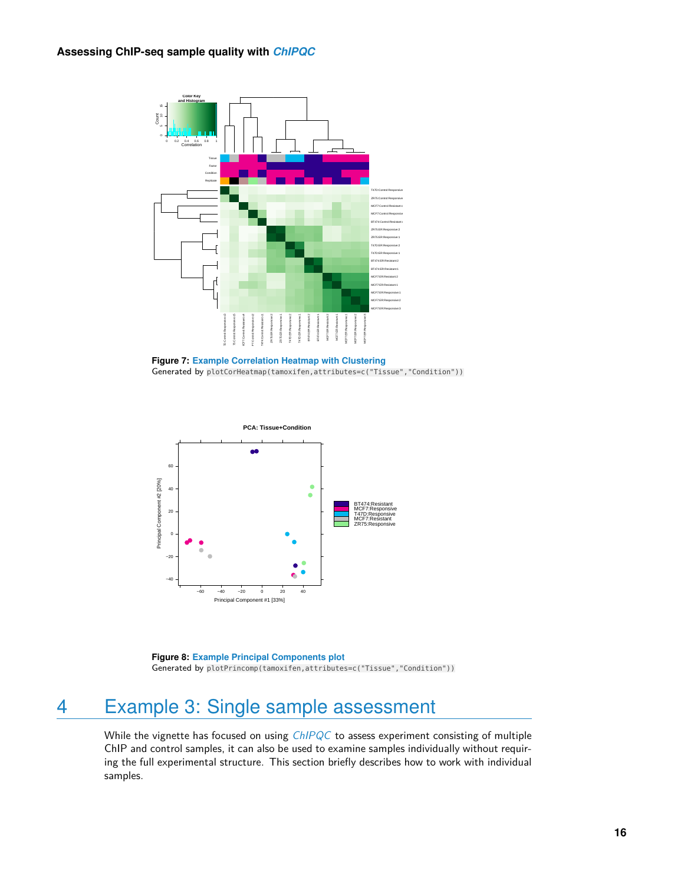**Figure 7: Example Correlation Heatmap with Clustering**
Generated by `plotCorHeatmap(tamoxifen,attributes=c("Tissue","Condition"))`

**Figure 8: Example Principal Components plot**
Generated by `plotPrincomp(tamoxifen,attributes=c("Tissue","Condition"))`

# 4 Example 3: Single sample assessment

While the vignette has focused on using *ChIPQC* to assess experiment consisting of multiple ChIP and control samples, it can also be used to examine samples individually without requiring the full experimental structure. This section briefly describes how to work with individual samples.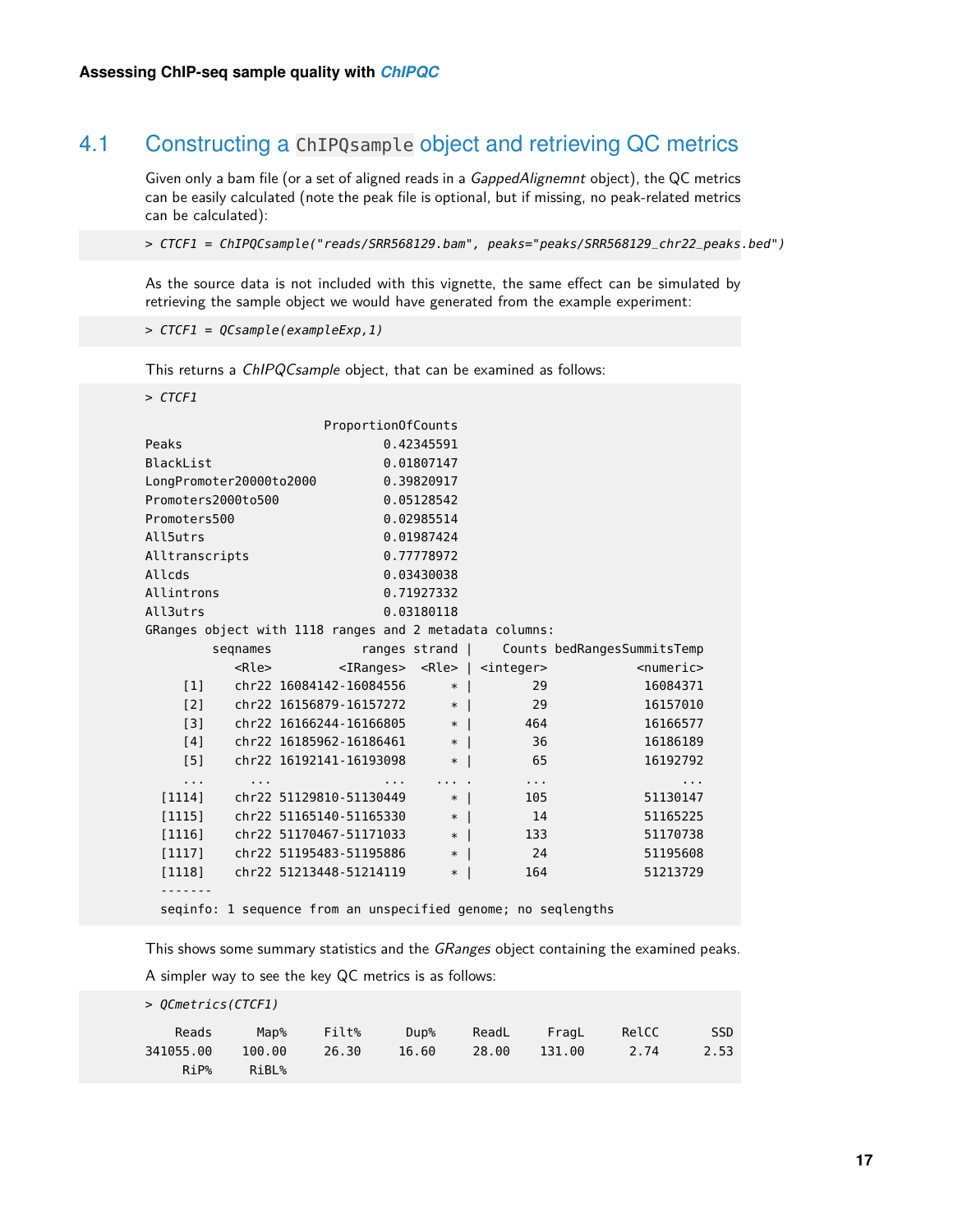## 4.1 Constructing a `ChIPQsample` object and retrieving QC metrics

Given only a bam file (or a set of aligned reads in a *GappedAlignemnt* object), the QC metrics can be easily calculated (note the peak file is optional, but if missing, no peak-related metrics can be calculated):

```
> CTCF1 = ChIPQCsample("reads/SRR568129.bam", peaks="peaks/SRR568129_chr22_peaks.bed")
```

As the source data is not included with this vignette, the same effect can be simulated by retrieving the sample object we would have generated from the example experiment:

```
> CTCF1 = QCsample(exampleExp,1)
```

This returns a *ChIPQCsample* object, that can be examined as follows:

```
> CTCF1
                         ProportionOfCounts
Peaks                            0.42345591
BlackList                        0.01807147
LongPromoter20000to2000          0.39820917
Promoters2000to500               0.05128542
Promoters500                     0.02985514
All5utrs                         0.01987424
Alltranscripts                   0.77778972
Allcds                           0.03430038
Allintrons                       0.71927332
All3utrs                         0.03180118
GRanges object with 1118 ranges and 2 metadata columns:
         seqnames            ranges strand |    Counts bedRangesSummitsTemp
            <Rle>         <IRanges>  <Rle> | <integer>            <numeric>
     [1]    chr22 16084142-16084556      * |        29             16084371
     [2]    chr22 16156879-16157272      * |        29             16157010
     [3]    chr22 16166244-16166805      * |       464             16166577
     [4]    chr22 16185962-16186461      * |        36             16186189
     [5]    chr22 16192141-16193098      * |        65             16192792
     ...      ...               ...    ... .       ...                  ...
  [1114]    chr22 51129810-51130449      * |       105             51130147
  [1115]    chr22 51165140-51165330      * |        14             51165225
  [1116]    chr22 51170467-51171033      * |       133             51170738
  [1117]    chr22 51195483-51195886      * |        24             51195608
  [1118]    chr22 51213448-51214119      * |       164             51213729
  -------
  seqinfo: 1 sequence from an unspecified genome; no seqlengths
```

This shows some summary statistics and the *GRanges* object containing the examined peaks.

A simpler way to see the key QC metrics is as follows:

```
> QCmetrics(CTCF1)
    Reads      Map%     Filt%      Dup%     ReadL     FragL     RelCC       SSD
341055.00    100.00     26.30     16.60     28.00    131.00      2.74      2.53
     RiP%     RiBL%
```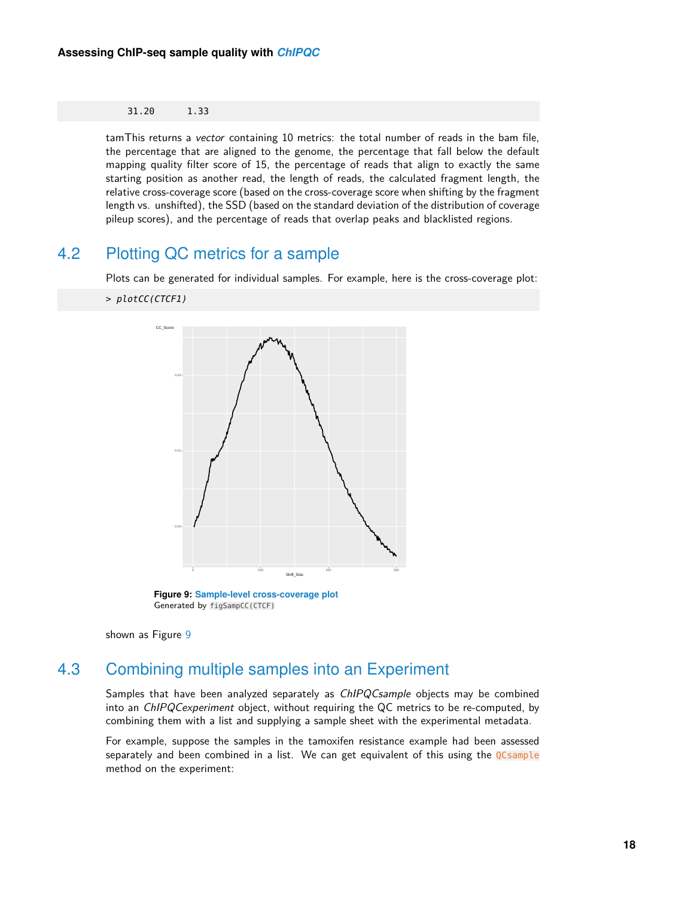```
31.20       1.33
```

tamThis returns a *vector* containing 10 metrics: the total number of reads in the bam file, the percentage that are aligned to the genome, the percentage that fall below the default mapping quality filter score of 15, the percentage of reads that align to exactly the same starting position as another read, the length of reads, the calculated fragment length, the relative cross-coverage score (based on the cross-coverage score when shifting by the fragment length vs. unshifted), the SSD (based on the standard deviation of the distribution of coverage pileup scores), and the percentage of reads that overlap peaks and blacklisted regions.

## 4.2 Plotting QC metrics for a sample

Plots can be generated for individual samples. For example, here is the cross-coverage plot:

```
> plotCC(CTCF1)
```

**Figure 9: Sample-level cross-coverage plot**
Generated by `figSampCC(CTCF)`

shown as Figure 9

## 4.3 Combining multiple samples into an Experiment

Samples that have been analyzed separately as *ChIPQCsample* objects may be combined into an *ChIPQCexperiment* object, without requiring the QC metrics to be re-computed, by combining them with a list and supplying a sample sheet with the experimental metadata.

For example, suppose the samples in the tamoxifen resistance example had been assessed separately and been combined in a list. We can get equivalent of this using the `QCsample` method on the experiment: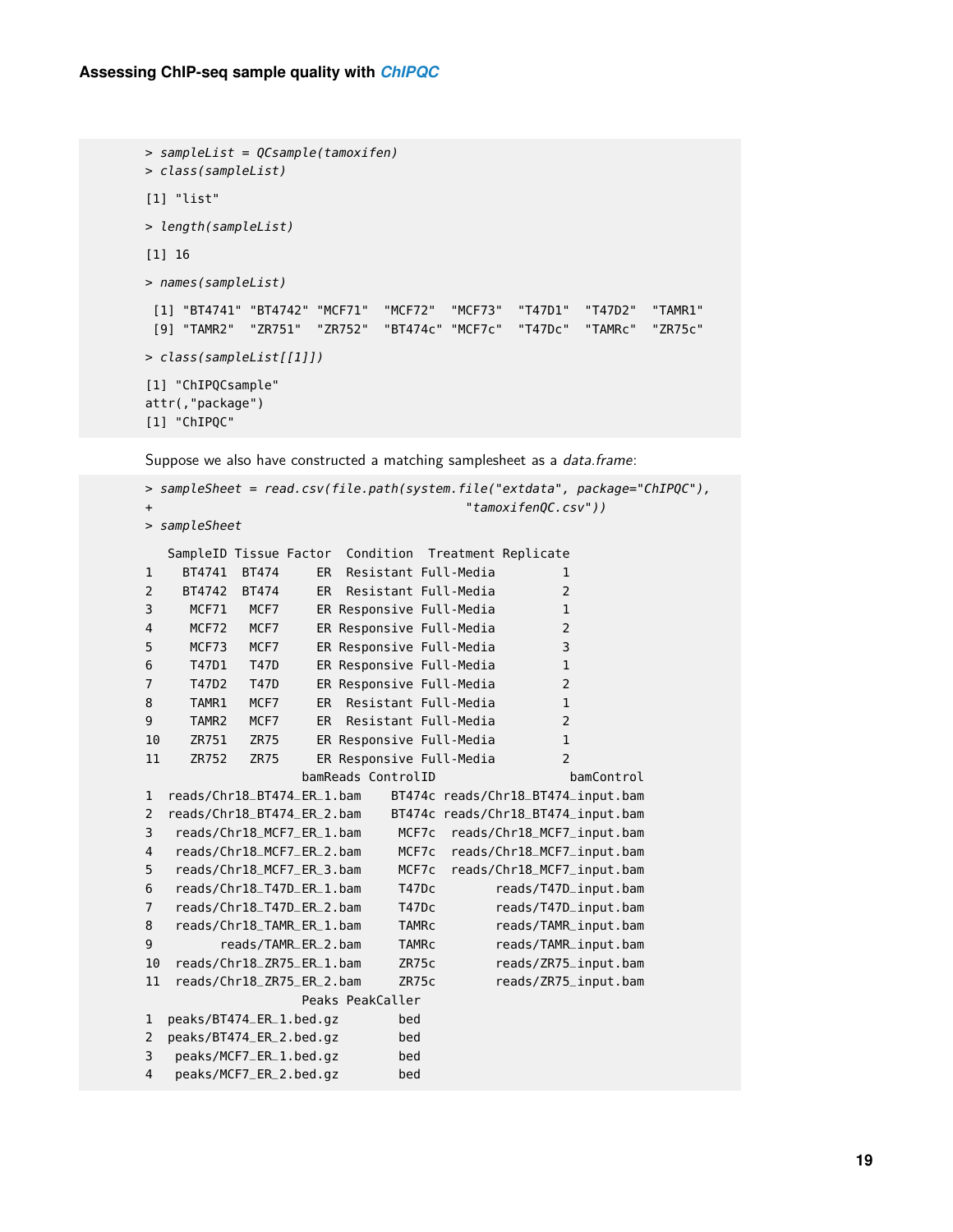```
> sampleList = QCsample(tamoxifen)
> class(sampleList)

[1] "list"

> length(sampleList)

[1] 16

> names(sampleList)

 [1] "BT4741" "BT4742" "MCF71"  "MCF72"  "MCF73"  "T47D1"  "T47D2"  "TAMR1"
 [9] "TAMR2"  "ZR751"  "ZR752"  "BT474c" "MCF7c"  "T47Dc"  "TAMRc"  "ZR75c"

> class(sampleList[[1]])

[1] "ChIPQCsample"
attr(,"package")
[1] "ChIPQC"
```

Suppose we also have constructed a matching samplesheet as a *data.frame*:

```
> sampleSheet = read.csv(file.path(system.file("extdata", package="ChIPQC"),
+                                            "tamoxifenQC.csv"))
> sampleSheet

   SampleID Tissue Factor  Condition  Treatment Replicate
1    BT4741  BT474     ER  Resistant Full-Media         1
2    BT4742  BT474     ER  Resistant Full-Media         2
3     MCF71   MCF7     ER Responsive Full-Media         1
4     MCF72   MCF7     ER Responsive Full-Media         2
5     MCF73   MCF7     ER Responsive Full-Media         3
6     T47D1   T47D     ER Responsive Full-Media         1
7     T47D2   T47D     ER Responsive Full-Media         2
8     TAMR1   MCF7     ER  Resistant Full-Media         1
9     TAMR2   MCF7     ER  Resistant Full-Media         2
10    ZR751   ZR75     ER Responsive Full-Media         1
11    ZR752   ZR75     ER Responsive Full-Media         2
                    bamReads ControlID                  bamControl
1  reads/Chr18_BT474_ER_1.bam    BT474c reads/Chr18_BT474_input.bam
2  reads/Chr18_BT474_ER_2.bam    BT474c reads/Chr18_BT474_input.bam
3   reads/Chr18_MCF7_ER_1.bam     MCF7c  reads/Chr18_MCF7_input.bam
4   reads/Chr18_MCF7_ER_2.bam     MCF7c  reads/Chr18_MCF7_input.bam
5   reads/Chr18_MCF7_ER_3.bam     MCF7c  reads/Chr18_MCF7_input.bam
6   reads/Chr18_T47D_ER_1.bam     T47Dc        reads/T47D_input.bam
7   reads/Chr18_T47D_ER_2.bam     T47Dc        reads/T47D_input.bam
8   reads/Chr18_TAMR_ER_1.bam     TAMRc        reads/TAMR_input.bam
9         reads/TAMR_ER_2.bam     TAMRc        reads/TAMR_input.bam
10  reads/Chr18_ZR75_ER_1.bam     ZR75c        reads/ZR75_input.bam
11  reads/Chr18_ZR75_ER_2.bam     ZR75c        reads/ZR75_input.bam
                    Peaks PeakCaller
1  peaks/BT474_ER_1.bed.gz        bed
2  peaks/BT474_ER_2.bed.gz        bed
3   peaks/MCF7_ER_1.bed.gz        bed
4   peaks/MCF7_ER_2.bed.gz        bed
```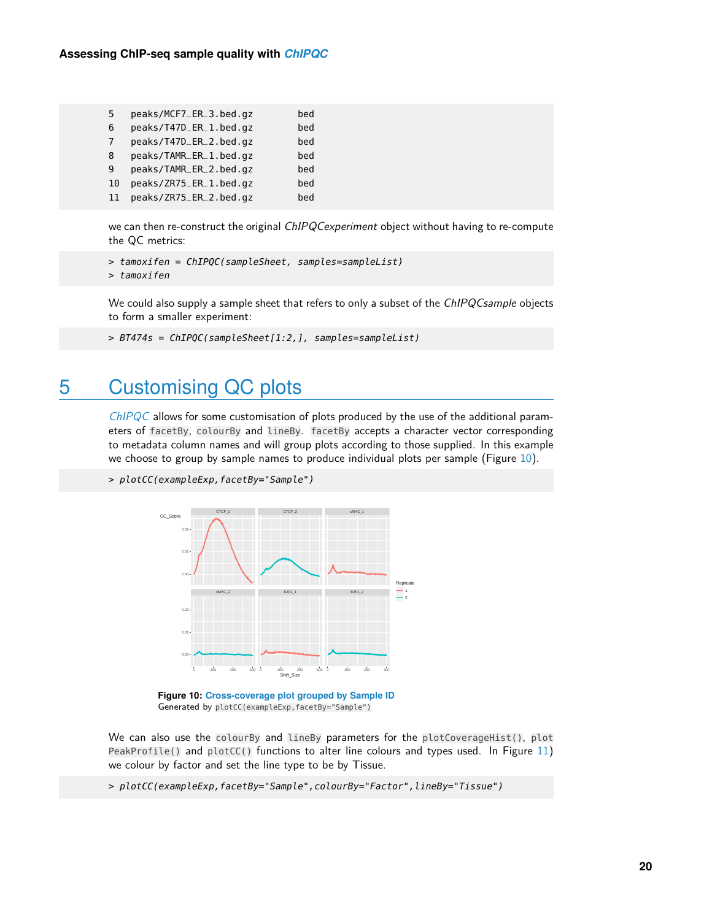```
5   peaks/MCF7_ER_3.bed.gz        bed
6   peaks/T47D_ER_1.bed.gz        bed
7   peaks/T47D_ER_2.bed.gz        bed
8   peaks/TAMR_ER_1.bed.gz        bed
9   peaks/TAMR_ER_2.bed.gz        bed
10  peaks/ZR75_ER_1.bed.gz        bed
11  peaks/ZR75_ER_2.bed.gz        bed
```

we can then re-construct the original *ChIPQCexperiment* object without having to re-compute the QC metrics:

```
> tamoxifen = ChIPQC(sampleSheet, samples=sampleList)
> tamoxifen
```

We could also supply a sample sheet that refers to only a subset of the *ChIPQCsample* objects to form a smaller experiment:

```
> BT474s = ChIPQC(sampleSheet[1:2,], samples=sampleList)
```

# 5 Customising QC plots

*ChIPQC* allows for some customisation of plots produced by the use of the additional parameters of `facetBy`, `colourBy` and `lineBy`. `facetBy` accepts a character vector corresponding to metadata column names and will group plots according to those supplied. In this example we choose to group by sample names to produce individual plots per sample (Figure 10).

```
> plotCC(exampleExp,facetBy="Sample")
```

**Figure 10: Cross-coverage plot grouped by Sample ID**
Generated by `plotCC(exampleExp,facetBy="Sample")`

We can also use the `colourBy` and `lineBy` parameters for the `plotCoverageHist()`, `plotPeakProfile()` and `plotCC()` functions to alter line colours and types used. In Figure 11) we colour by factor and set the line type to be by Tissue.

```
> plotCC(exampleExp,facetBy="Sample",colourBy="Factor",lineBy="Tissue")
```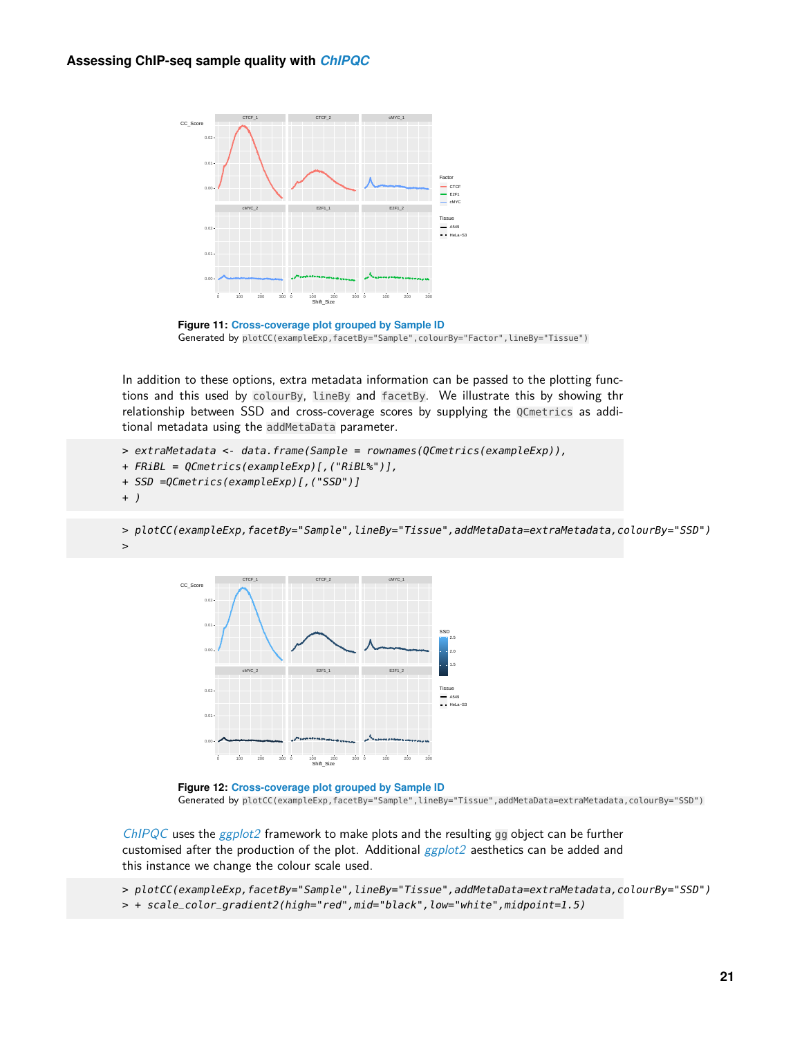**Figure 11: Cross-coverage plot grouped by Sample ID**
Generated by `plotCC(exampleExp,facetBy="Sample",colourBy="Factor",lineBy="Tissue")`

In addition to these options, extra metadata information can be passed to the plotting functions and this used by `colourBy`, `lineBy` and `facetBy`. We illustrate this by showing thr relationship between SSD and cross-coverage scores by supplying the `QCmetrics` as additional metadata using the `addMetaData` parameter.

```
> extraMetadata <- data.frame(Sample = rownames(QCmetrics(exampleExp)),
+ FRiBL = QCmetrics(exampleExp)[,("RiBL%")],
+ SSD =QCmetrics(exampleExp)[,("SSD")]
+ )
```

```
> plotCC(exampleExp,facetBy="Sample",lineBy="Tissue",addMetaData=extraMetadata,colourBy="SSD")
>
```

**Figure 12: Cross-coverage plot grouped by Sample ID**
Generated by `plotCC(exampleExp,facetBy="Sample",lineBy="Tissue",addMetaData=extraMetadata,colourBy="SSD")`

*ChIPQC* uses the *ggplot2* framework to make plots and the resulting `gg` object can be further customised after the production of the plot. Additional *ggplot2* aesthetics can be added and this instance we change the colour scale used.

```
> plotCC(exampleExp,facetBy="Sample",lineBy="Tissue",addMetaData=extraMetadata,colourBy="SSD")
> + scale_color_gradient2(high="red",mid="black",low="white",midpoint=1.5)
```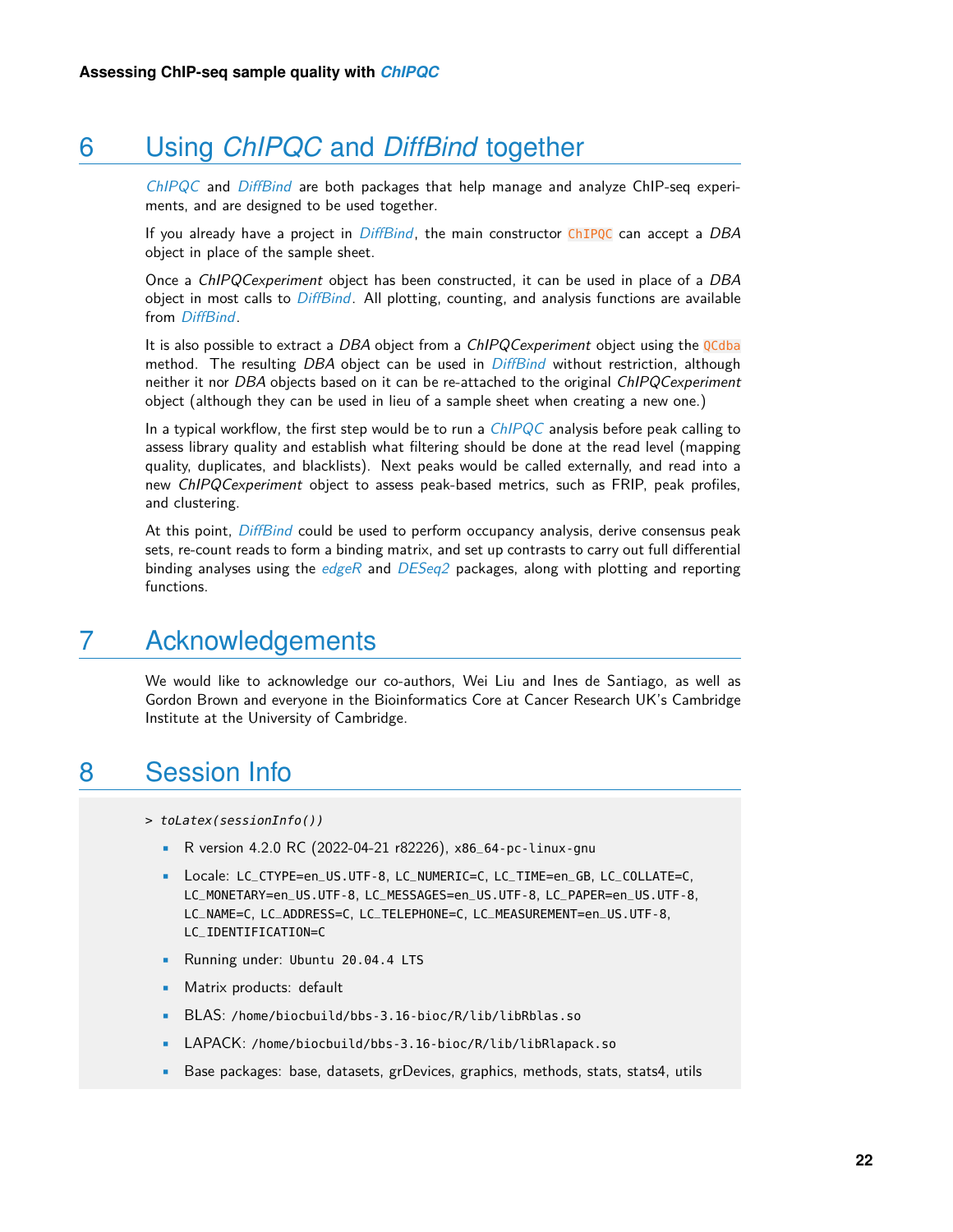# 6 Using *ChIPQC* and *DiffBind* together

*ChIPQC* and *DiffBind* are both packages that help manage and analyze ChIP-seq experiments, and are designed to be used together.

If you already have a project in *DiffBind*, the main constructor `ChIPQC` can accept a *DBA* object in place of the sample sheet.

Once a *ChIPQCexperiment* object has been constructed, it can be used in place of a *DBA* object in most calls to *DiffBind*. All plotting, counting, and analysis functions are available from *DiffBind*.

It is also possible to extract a *DBA* object from a *ChIPQCexperiment* object using the `QCdba` method. The resulting *DBA* object can be used in *DiffBind* without restriction, although neither it nor *DBA* objects based on it can be re-attached to the original *ChIPQCexperiment* object (although they can be used in lieu of a sample sheet when creating a new one.)

In a typical workflow, the first step would be to run a *ChIPQC* analysis before peak calling to assess library quality and establish what filtering should be done at the read level (mapping quality, duplicates, and blacklists). Next peaks would be called externally, and read into a new *ChIPQCexperiment* object to assess peak-based metrics, such as FRIP, peak profiles, and clustering.

At this point, *DiffBind* could be used to perform occupancy analysis, derive consensus peak sets, re-count reads to form a binding matrix, and set up contrasts to carry out full differential binding analyses using the *edgeR* and *DESeq2* packages, along with plotting and reporting functions.

# 7 Acknowledgements

We would like to acknowledge our co-authors, Wei Liu and Ines de Santiago, as well as Gordon Brown and everyone in the Bioinformatics Core at Cancer Research UK's Cambridge Institute at the University of Cambridge.

# 8 Session Info

```
> toLatex(sessionInfo())
```

- R version 4.2.0 RC (2022-04-21 r82226), `x86_64-pc-linux-gnu`
- Locale: `LC_CTYPE=en_US.UTF-8`, `LC_NUMERIC=C`, `LC_TIME=en_GB`, `LC_COLLATE=C`, `LC_MONETARY=en_US.UTF-8`, `LC_MESSAGES=en_US.UTF-8`, `LC_PAPER=en_US.UTF-8`, `LC_NAME=C`, `LC_ADDRESS=C`, `LC_TELEPHONE=C`, `LC_MEASUREMENT=en_US.UTF-8`, `LC_IDENTIFICATION=C`
- Running under: `Ubuntu 20.04.4 LTS`
- Matrix products: default
- BLAS: `/home/biocbuild/bbs-3.16-bioc/R/lib/libRblas.so`
- LAPACK: `/home/biocbuild/bbs-3.16-bioc/R/lib/libRlapack.so`
- Base packages: base, datasets, grDevices, graphics, methods, stats, stats4, utils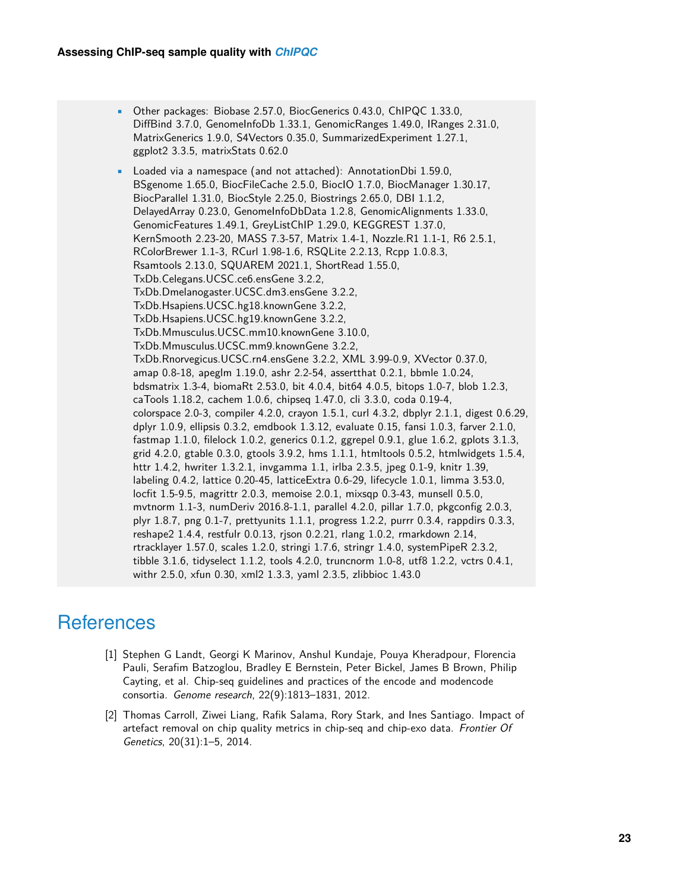- Other packages: Biobase 2.57.0, BiocGenerics 0.43.0, ChIPQC 1.33.0, DiffBind 3.7.0, GenomeInfoDb 1.33.1, GenomicRanges 1.49.0, IRanges 2.31.0, MatrixGenerics 1.9.0, S4Vectors 0.35.0, SummarizedExperiment 1.27.1, ggplot2 3.3.5, matrixStats 0.62.0
- Loaded via a namespace (and not attached): AnnotationDbi 1.59.0, BSgenome 1.65.0, BiocFileCache 2.5.0, BiocIO 1.7.0, BiocManager 1.30.17, BiocParallel 1.31.0, BiocStyle 2.25.0, Biostrings 2.65.0, DBI 1.1.2, DelayedArray 0.23.0, GenomeInfoDbData 1.2.8, GenomicAlignments 1.33.0, GenomicFeatures 1.49.1, GreyListChIP 1.29.0, KEGGREST 1.37.0, KernSmooth 2.23-20, MASS 7.3-57, Matrix 1.4-1, Nozzle.R1 1.1-1, R6 2.5.1, RColorBrewer 1.1-3, RCurl 1.98-1.6, RSQLite 2.2.13, Rcpp 1.0.8.3, Rsamtools 2.13.0, SQUAREM 2021.1, ShortRead 1.55.0, TxDb.Celegans.UCSC.ce6.ensGene 3.2.2, TxDb.Dmelanogaster.UCSC.dm3.ensGene 3.2.2, TxDb.Hsapiens.UCSC.hg18.knownGene 3.2.2, TxDb.Hsapiens.UCSC.hg19.knownGene 3.2.2, TxDb.Mmusculus.UCSC.mm10.knownGene 3.10.0, TxDb.Mmusculus.UCSC.mm9.knownGene 3.2.2, TxDb.Rnorvegicus.UCSC.rn4.ensGene 3.2.2, XML 3.99-0.9, XVector 0.37.0, amap 0.8-18, apeglm 1.19.0, ashr 2.2-54, assertthat 0.2.1, bbmle 1.0.24, bdsmatrix 1.3-4, biomaRt 2.53.0, bit 4.0.4, bit64 4.0.5, bitops 1.0-7, blob 1.2.3, caTools 1.18.2, cachem 1.0.6, chipseq 1.47.0, cli 3.3.0, coda 0.19-4, colorspace 2.0-3, compiler 4.2.0, crayon 1.5.1, curl 4.3.2, dbplyr 2.1.1, digest 0.6.29, dplyr 1.0.9, ellipsis 0.3.2, emdbook 1.3.12, evaluate 0.15, fansi 1.0.3, farver 2.1.0, fastmap 1.1.0, filelock 1.0.2, generics 0.1.2, ggrepel 0.9.1, glue 1.6.2, gplots 3.1.3, grid 4.2.0, gtable 0.3.0, gtools 3.9.2, hms 1.1.1, htmltools 0.5.2, htmlwidgets 1.5.4, httr 1.4.2, hwriter 1.3.2.1, invgamma 1.1, irlba 2.3.5, jpeg 0.1-9, knitr 1.39, labeling 0.4.2, lattice 0.20-45, latticeExtra 0.6-29, lifecycle 1.0.1, limma 3.53.0, locfit 1.5-9.5, magrittr 2.0.3, memoise 2.0.1, mixsqp 0.3-43, munsell 0.5.0, mvtnorm 1.1-3, numDeriv 2016.8-1.1, parallel 4.2.0, pillar 1.7.0, pkgconfig 2.0.3, plyr 1.8.7, png 0.1-7, prettyunits 1.1.1, progress 1.2.2, purrr 0.3.4, rappdirs 0.3.3, reshape2 1.4.4, restfulr 0.0.13, rjson 0.2.21, rlang 1.0.2, rmarkdown 2.14, rtracklayer 1.57.0, scales 1.2.0, stringi 1.7.6, stringr 1.4.0, systemPipeR 2.3.2, tibble 3.1.6, tidyselect 1.1.2, tools 4.2.0, truncnorm 1.0-8, utf8 1.2.2, vctrs 0.4.1, withr 2.5.0, xfun 0.30, xml2 1.3.3, yaml 2.3.5, zlibbioc 1.43.0

# References

[1] Stephen G Landt, Georgi K Marinov, Anshul Kundaje, Pouya Kheradpour, Florencia Pauli, Serafim Batzoglou, Bradley E Bernstein, Peter Bickel, James B Brown, Philip Cayting, et al. Chip-seq guidelines and practices of the encode and modencode consortia. *Genome research*, 22(9):1813–1831, 2012.

[2] Thomas Carroll, Ziwei Liang, Rafik Salama, Rory Stark, and Ines Santiago. Impact of artefact removal on chip quality metrics in chip-seq and chip-exo data. *Frontier Of Genetics*, 20(31):1–5, 2014.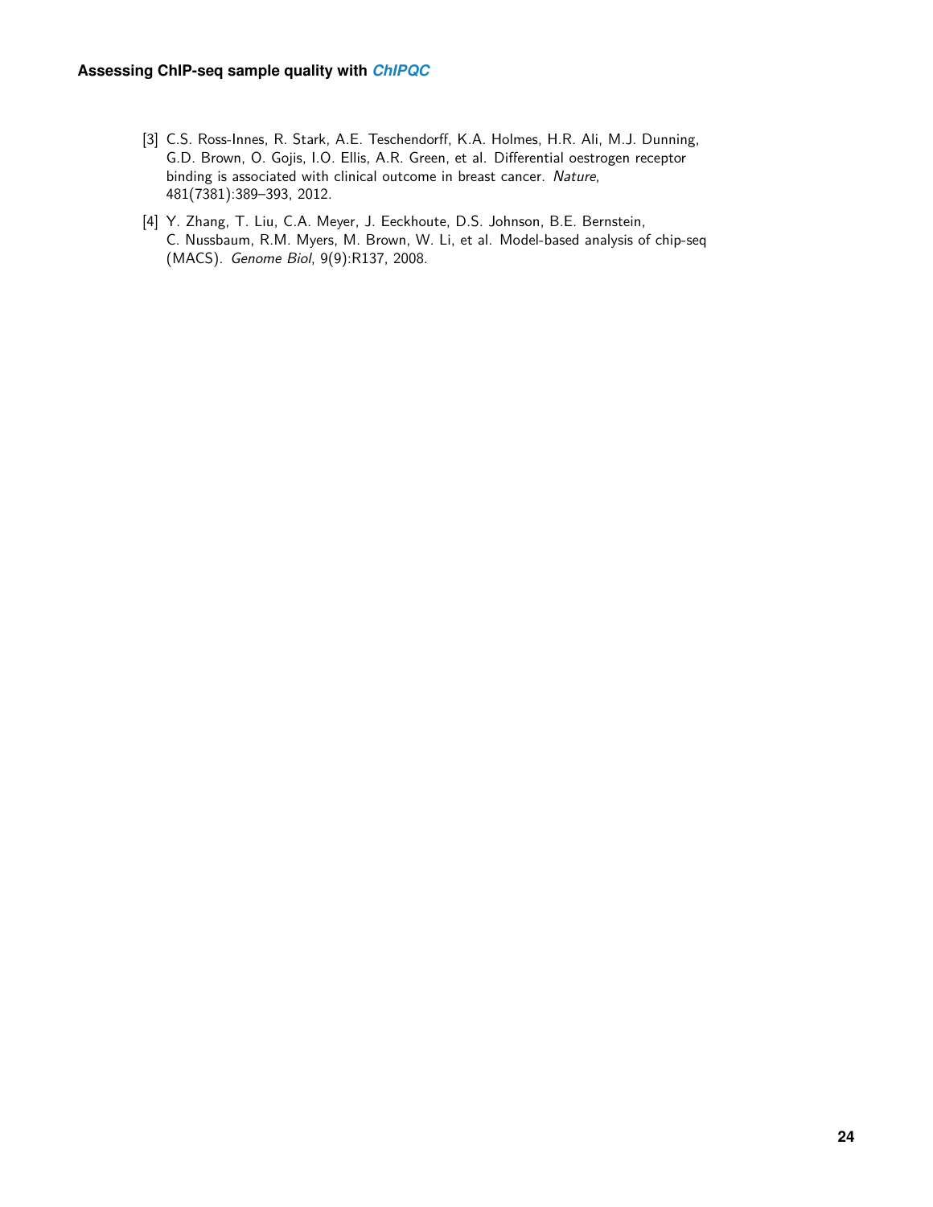[3] C.S. Ross-Innes, R. Stark, A.E. Teschendorff, K.A. Holmes, H.R. Ali, M.J. Dunning, G.D. Brown, O. Gojis, I.O. Ellis, A.R. Green, et al. Differential oestrogen receptor binding is associated with clinical outcome in breast cancer. *Nature*, 481(7381):389–393, 2012.

[4] Y. Zhang, T. Liu, C.A. Meyer, J. Eeckhoute, D.S. Johnson, B.E. Bernstein, C. Nussbaum, R.M. Myers, M. Brown, W. Li, et al. Model-based analysis of chip-seq (MACS). *Genome Biol*, 9(9):R137, 2008.